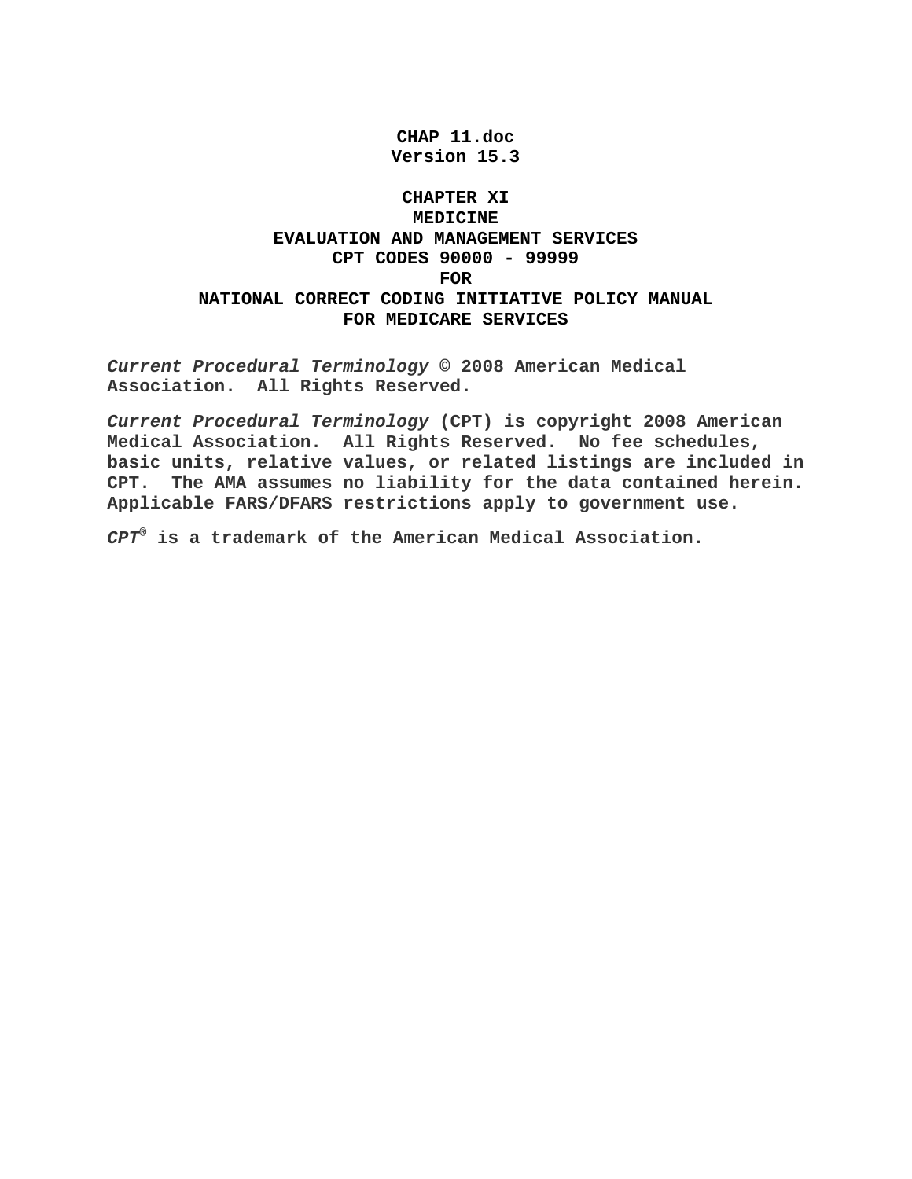**CHAP 11.doc**
**Version 15.3**

# CHAPTER XI
# MEDICINE
# EVALUATION AND MANAGEMENT SERVICES
# CPT CODES 90000 - 99999
# FOR
# NATIONAL CORRECT CODING INITIATIVE POLICY MANUAL
# FOR MEDICARE SERVICES

***Current Procedural Terminology* © 2008 American Medical Association. All Rights Reserved.**

***Current Procedural Terminology* (CPT) is copyright 2008 American Medical Association. All Rights Reserved. No fee schedules, basic units, relative values, or related listings are included in CPT. The AMA assumes no liability for the data contained herein. Applicable FARS/DFARS restrictions apply to government use.**

***CPT*® is a trademark of the American Medical Association.**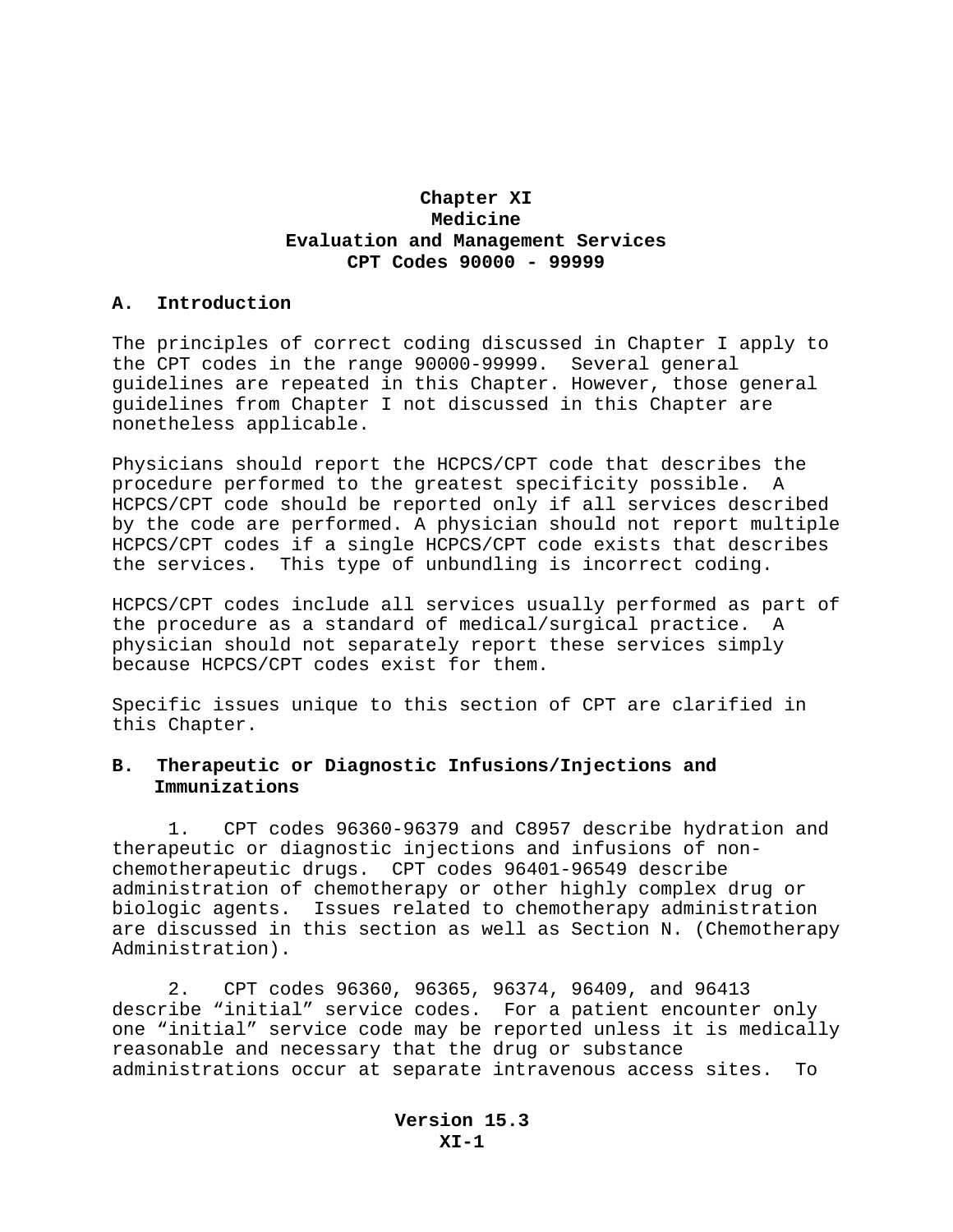# Chapter XI
# Medicine
# Evaluation and Management Services
# CPT Codes 90000 - 99999

## A. Introduction

The principles of correct coding discussed in Chapter I apply to the CPT codes in the range 90000-99999. Several general guidelines are repeated in this Chapter. However, those general guidelines from Chapter I not discussed in this Chapter are nonetheless applicable.

Physicians should report the HCPCS/CPT code that describes the procedure performed to the greatest specificity possible. A HCPCS/CPT code should be reported only if all services described by the code are performed. A physician should not report multiple HCPCS/CPT codes if a single HCPCS/CPT code exists that describes the services. This type of unbundling is incorrect coding.

HCPCS/CPT codes include all services usually performed as part of the procedure as a standard of medical/surgical practice. A physician should not separately report these services simply because HCPCS/CPT codes exist for them.

Specific issues unique to this section of CPT are clarified in this Chapter.

## B. Therapeutic or Diagnostic Infusions/Injections and Immunizations

1. CPT codes 96360-96379 and C8957 describe hydration and therapeutic or diagnostic injections and infusions of non-chemotherapeutic drugs. CPT codes 96401-96549 describe administration of chemotherapy or other highly complex drug or biologic agents. Issues related to chemotherapy administration are discussed in this section as well as Section N. (Chemotherapy Administration).

2. CPT codes 96360, 96365, 96374, 96409, and 96413 describe “initial” service codes. For a patient encounter only one “initial” service code may be reported unless it is medically reasonable and necessary that the drug or substance administrations occur at separate intravenous access sites. To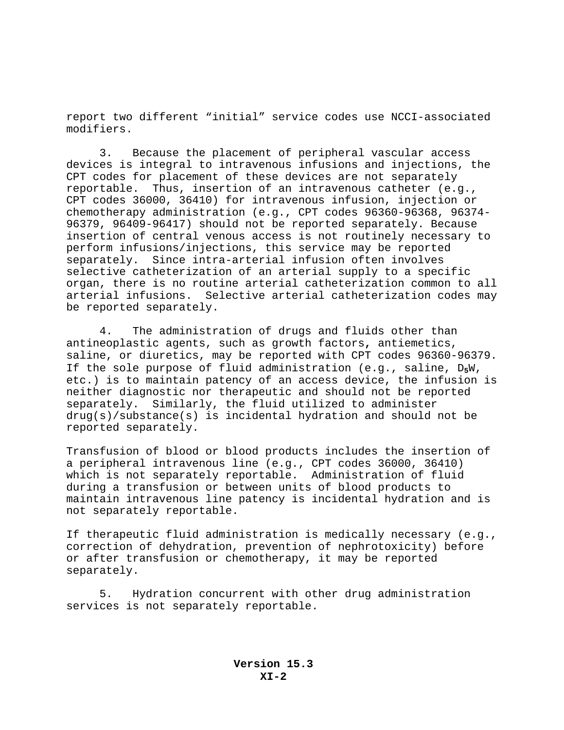report two different “initial” service codes use NCCI-associated modifiers.

3. Because the placement of peripheral vascular access devices is integral to intravenous infusions and injections, the CPT codes for placement of these devices are not separately reportable. Thus, insertion of an intravenous catheter (e.g., CPT codes 36000, 36410) for intravenous infusion, injection or chemotherapy administration (e.g., CPT codes 96360-96368, 96374-96379, 96409-96417) should not be reported separately. Because insertion of central venous access is not routinely necessary to perform infusions/injections, this service may be reported separately. Since intra-arterial infusion often involves selective catheterization of an arterial supply to a specific organ, there is no routine arterial catheterization common to all arterial infusions. Selective arterial catheterization codes may be reported separately.

4. The administration of drugs and fluids other than antineoplastic agents, such as growth factors, antiemetics, saline, or diuretics, may be reported with CPT codes 96360-96379. If the sole purpose of fluid administration (e.g., saline, $D_5W$, etc.) is to maintain patency of an access device, the infusion is neither diagnostic nor therapeutic and should not be reported separately. Similarly, the fluid utilized to administer drug(s)/substance(s) is incidental hydration and should not be reported separately.

Transfusion of blood or blood products includes the insertion of a peripheral intravenous line (e.g., CPT codes 36000, 36410) which is not separately reportable. Administration of fluid during a transfusion or between units of blood products to maintain intravenous line patency is incidental hydration and is not separately reportable.

If therapeutic fluid administration is medically necessary (e.g., correction of dehydration, prevention of nephrotoxicity) before or after transfusion or chemotherapy, it may be reported separately.

5. Hydration concurrent with other drug administration services is not separately reportable.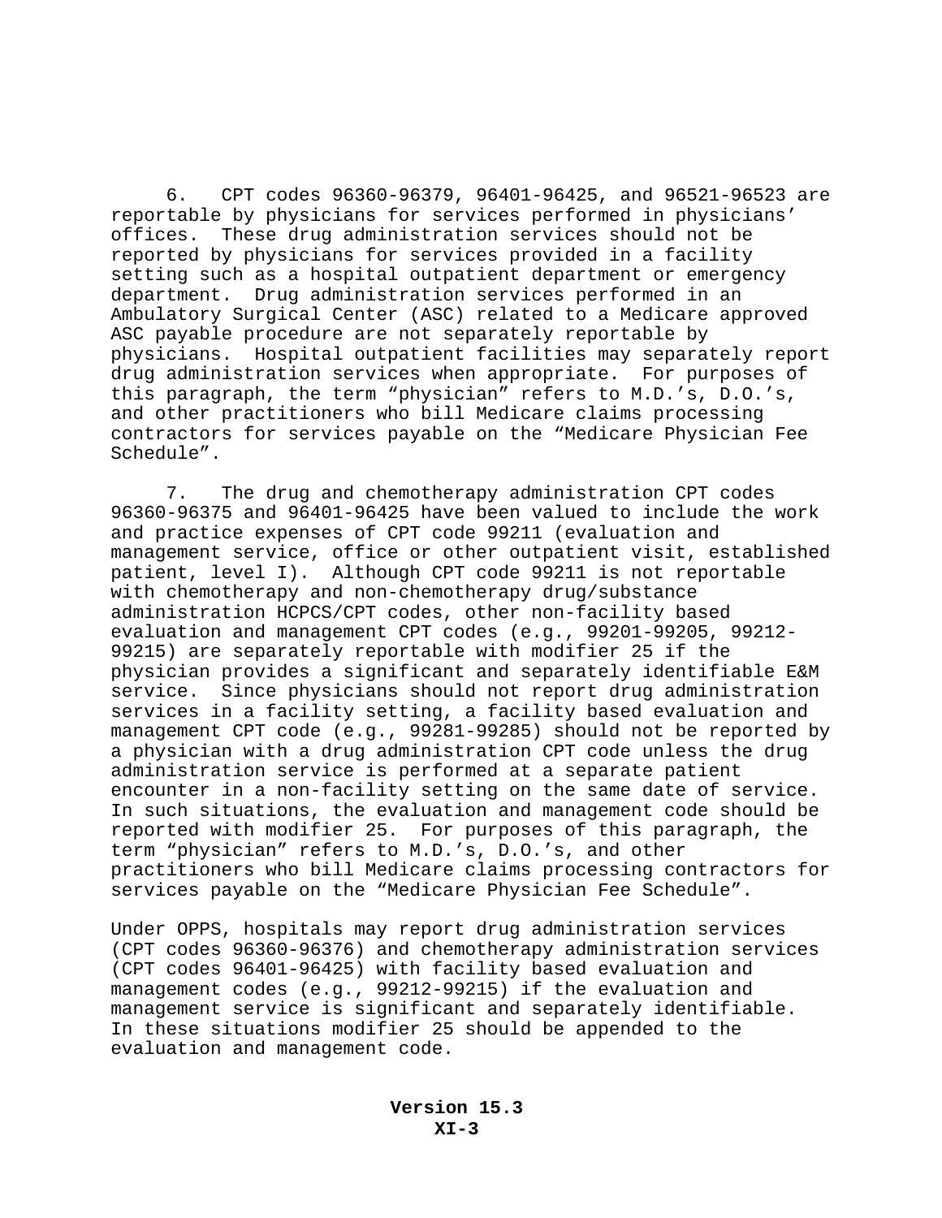6. CPT codes 96360-96379, 96401-96425, and 96521-96523 are reportable by physicians for services performed in physicians' offices. These drug administration services should not be reported by physicians for services provided in a facility setting such as a hospital outpatient department or emergency department. Drug administration services performed in an Ambulatory Surgical Center (ASC) related to a Medicare approved ASC payable procedure are not separately reportable by physicians. Hospital outpatient facilities may separately report drug administration services when appropriate. For purposes of this paragraph, the term "physician" refers to M.D.'s, D.O.'s, and other practitioners who bill Medicare claims processing contractors for services payable on the "Medicare Physician Fee Schedule".

7. The drug and chemotherapy administration CPT codes 96360-96375 and 96401-96425 have been valued to include the work and practice expenses of CPT code 99211 (evaluation and management service, office or other outpatient visit, established patient, level I). Although CPT code 99211 is not reportable with chemotherapy and non-chemotherapy drug/substance administration HCPCS/CPT codes, other non-facility based evaluation and management CPT codes (e.g., 99201-99205, 99212-99215) are separately reportable with modifier 25 if the physician provides a significant and separately identifiable E&M service. Since physicians should not report drug administration services in a facility setting, a facility based evaluation and management CPT code (e.g., 99281-99285) should not be reported by a physician with a drug administration CPT code unless the drug administration service is performed at a separate patient encounter in a non-facility setting on the same date of service. In such situations, the evaluation and management code should be reported with modifier 25. For purposes of this paragraph, the term "physician" refers to M.D.'s, D.O.'s, and other practitioners who bill Medicare claims processing contractors for services payable on the "Medicare Physician Fee Schedule".

Under OPPS, hospitals may report drug administration services (CPT codes 96360-96376) and chemotherapy administration services (CPT codes 96401-96425) with facility based evaluation and management codes (e.g., 99212-99215) if the evaluation and management service is significant and separately identifiable. In these situations modifier 25 should be appended to the evaluation and management code.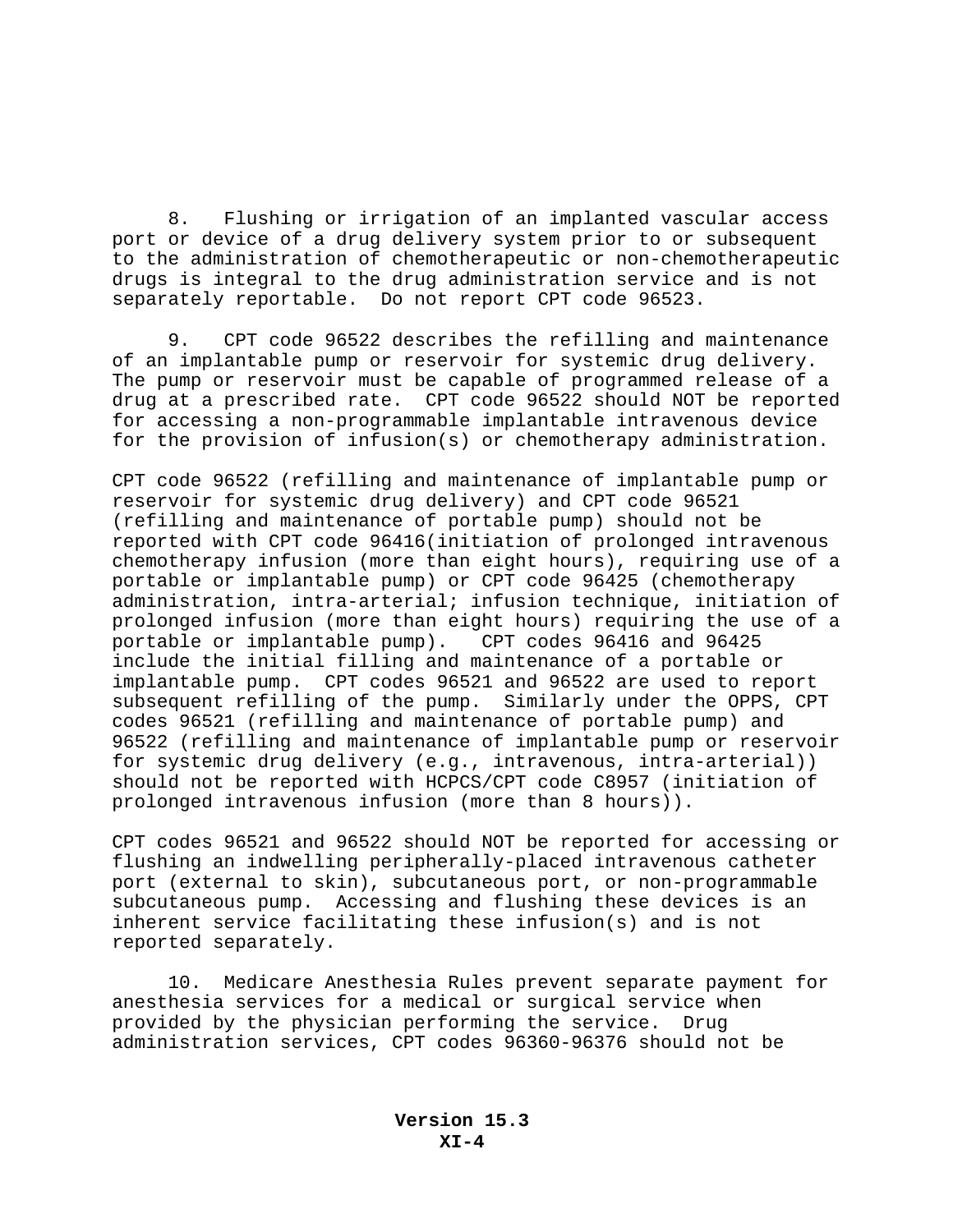8. Flushing or irrigation of an implanted vascular access port or device of a drug delivery system prior to or subsequent to the administration of chemotherapeutic or non-chemotherapeutic drugs is integral to the drug administration service and is not separately reportable. Do not report CPT code 96523.

9. CPT code 96522 describes the refilling and maintenance of an implantable pump or reservoir for systemic drug delivery. The pump or reservoir must be capable of programmed release of a drug at a prescribed rate. CPT code 96522 should NOT be reported for accessing a non-programmable implantable intravenous device for the provision of infusion(s) or chemotherapy administration.

CPT code 96522 (refilling and maintenance of implantable pump or reservoir for systemic drug delivery) and CPT code 96521 (refilling and maintenance of portable pump) should not be reported with CPT code 96416(initiation of prolonged intravenous chemotherapy infusion (more than eight hours), requiring use of a portable or implantable pump) or CPT code 96425 (chemotherapy administration, intra-arterial; infusion technique, initiation of prolonged infusion (more than eight hours) requiring the use of a portable or implantable pump). CPT codes 96416 and 96425 include the initial filling and maintenance of a portable or implantable pump. CPT codes 96521 and 96522 are used to report subsequent refilling of the pump. Similarly under the OPPS, CPT codes 96521 (refilling and maintenance of portable pump) and 96522 (refilling and maintenance of implantable pump or reservoir for systemic drug delivery (e.g., intravenous, intra-arterial)) should not be reported with HCPCS/CPT code C8957 (initiation of prolonged intravenous infusion (more than 8 hours)).

CPT codes 96521 and 96522 should NOT be reported for accessing or flushing an indwelling peripherally-placed intravenous catheter port (external to skin), subcutaneous port, or non-programmable subcutaneous pump. Accessing and flushing these devices is an inherent service facilitating these infusion(s) and is not reported separately.

10. Medicare Anesthesia Rules prevent separate payment for anesthesia services for a medical or surgical service when provided by the physician performing the service. Drug administration services, CPT codes 96360-96376 should not be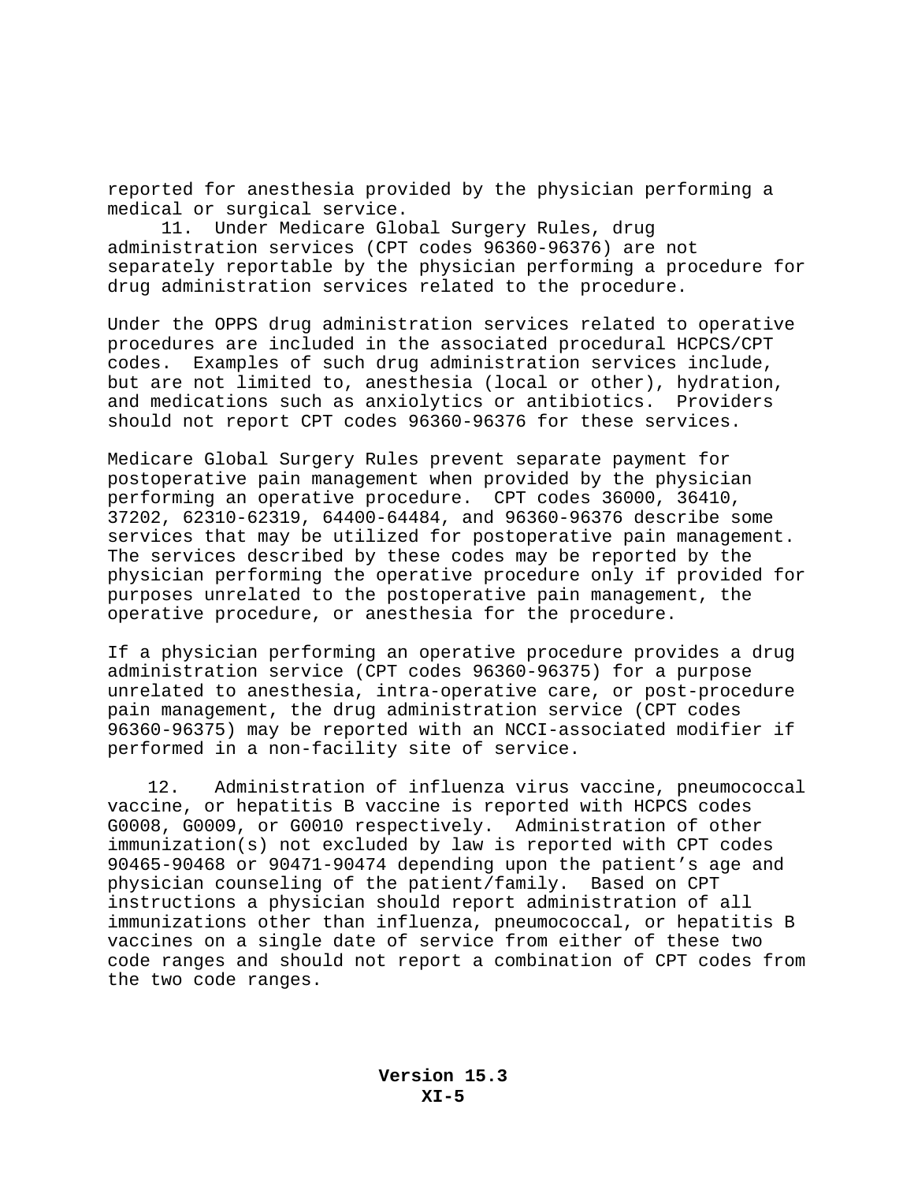reported for anesthesia provided by the physician performing a medical or surgical service.

11. Under Medicare Global Surgery Rules, drug administration services (CPT codes 96360-96376) are not separately reportable by the physician performing a procedure for drug administration services related to the procedure.

Under the OPPS drug administration services related to operative procedures are included in the associated procedural HCPCS/CPT codes. Examples of such drug administration services include, but are not limited to, anesthesia (local or other), hydration, and medications such as anxiolytics or antibiotics. Providers should not report CPT codes 96360-96376 for these services.

Medicare Global Surgery Rules prevent separate payment for postoperative pain management when provided by the physician performing an operative procedure. CPT codes 36000, 36410, 37202, 62310-62319, 64400-64484, and 96360-96376 describe some services that may be utilized for postoperative pain management. The services described by these codes may be reported by the physician performing the operative procedure only if provided for purposes unrelated to the postoperative pain management, the operative procedure, or anesthesia for the procedure.

If a physician performing an operative procedure provides a drug administration service (CPT codes 96360-96375) for a purpose unrelated to anesthesia, intra-operative care, or post-procedure pain management, the drug administration service (CPT codes 96360-96375) may be reported with an NCCI-associated modifier if performed in a non-facility site of service.

12. Administration of influenza virus vaccine, pneumococcal vaccine, or hepatitis B vaccine is reported with HCPCS codes G0008, G0009, or G0010 respectively. Administration of other immunization(s) not excluded by law is reported with CPT codes 90465-90468 or 90471-90474 depending upon the patient's age and physician counseling of the patient/family. Based on CPT instructions a physician should report administration of all immunizations other than influenza, pneumococcal, or hepatitis B vaccines on a single date of service from either of these two code ranges and should not report a combination of CPT codes from the two code ranges.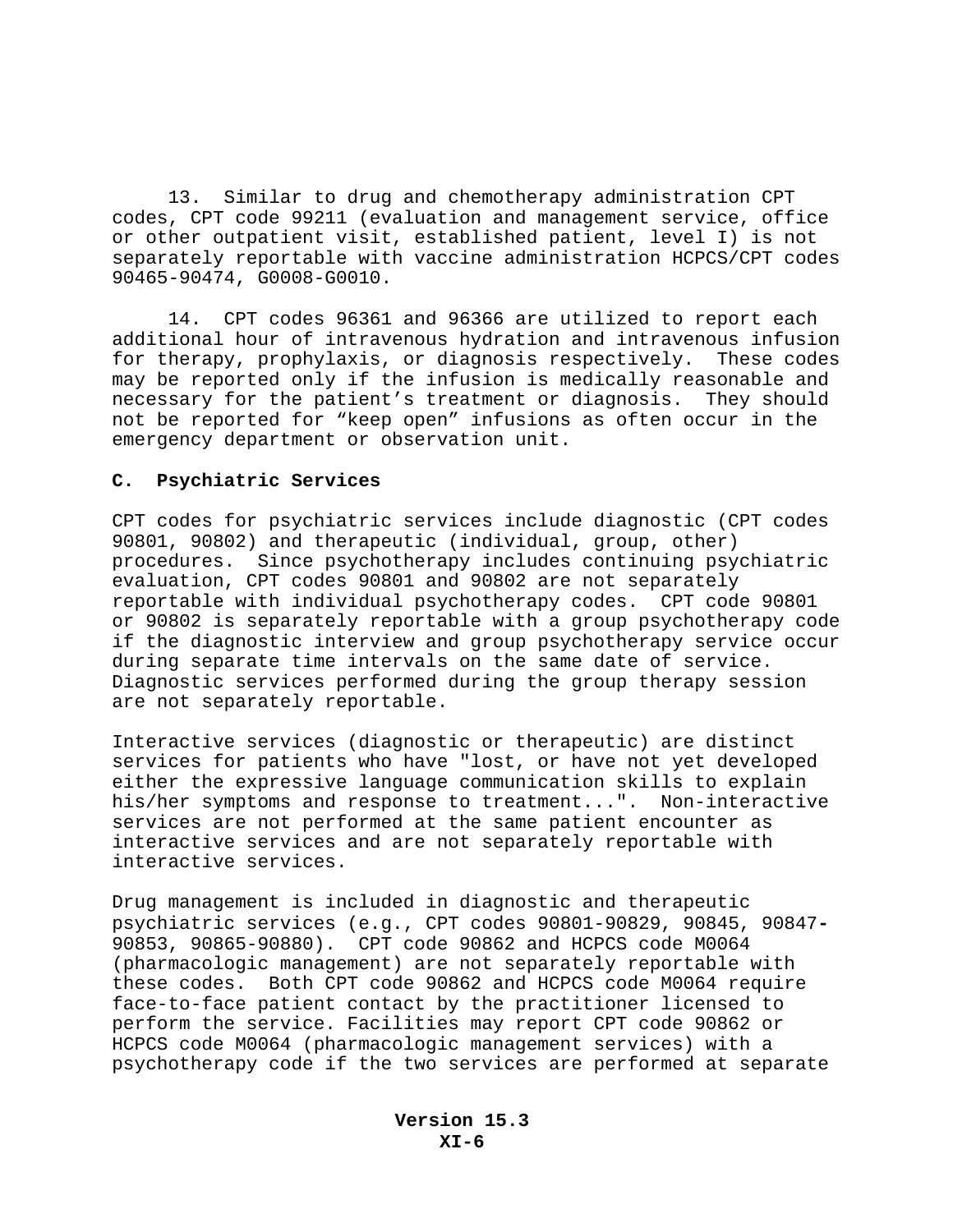13. Similar to drug and chemotherapy administration CPT codes, CPT code 99211 (evaluation and management service, office or other outpatient visit, established patient, level I) is not separately reportable with vaccine administration HCPCS/CPT codes 90465-90474, G0008-G0010.

14. CPT codes 96361 and 96366 are utilized to report each additional hour of intravenous hydration and intravenous infusion for therapy, prophylaxis, or diagnosis respectively. These codes may be reported only if the infusion is medically reasonable and necessary for the patient's treatment or diagnosis. They should not be reported for "keep open" infusions as often occur in the emergency department or observation unit.

**C. Psychiatric Services**

CPT codes for psychiatric services include diagnostic (CPT codes 90801, 90802) and therapeutic (individual, group, other) procedures. Since psychotherapy includes continuing psychiatric evaluation, CPT codes 90801 and 90802 are not separately reportable with individual psychotherapy codes. CPT code 90801 or 90802 is separately reportable with a group psychotherapy code if the diagnostic interview and group psychotherapy service occur during separate time intervals on the same date of service. Diagnostic services performed during the group therapy session are not separately reportable.

Interactive services (diagnostic or therapeutic) are distinct services for patients who have "lost, or have not yet developed either the expressive language communication skills to explain his/her symptoms and response to treatment...". Non-interactive services are not performed at the same patient encounter as interactive services and are not separately reportable with interactive services.

Drug management is included in diagnostic and therapeutic psychiatric services (e.g., CPT codes 90801-90829, 90845, 90847-90853, 90865-90880). CPT code 90862 and HCPCS code M0064 (pharmacologic management) are not separately reportable with these codes. Both CPT code 90862 and HCPCS code M0064 require face-to-face patient contact by the practitioner licensed to perform the service. Facilities may report CPT code 90862 or HCPCS code M0064 (pharmacologic management services) with a psychotherapy code if the two services are performed at separate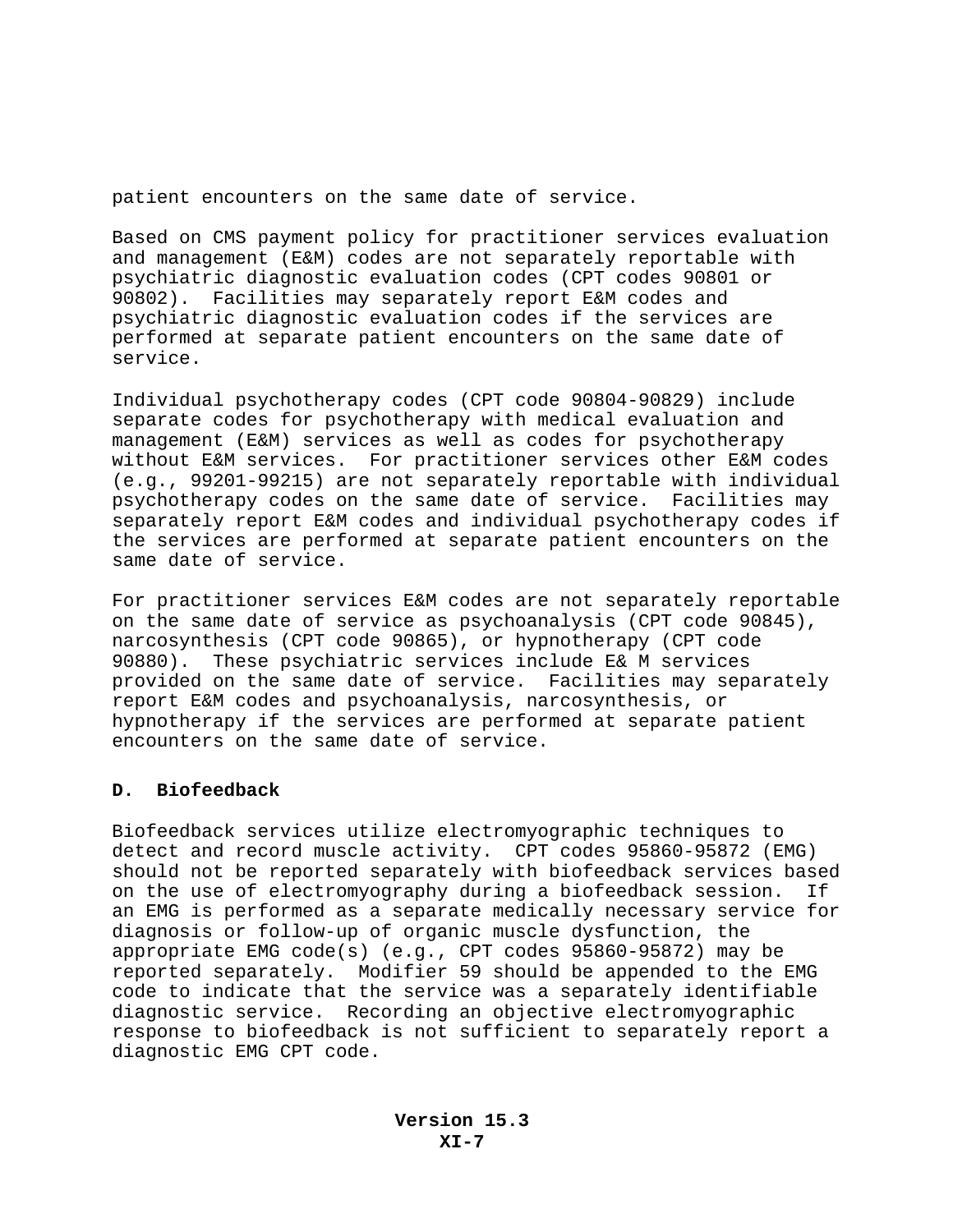patient encounters on the same date of service.

Based on CMS payment policy for practitioner services evaluation and management (E&M) codes are not separately reportable with psychiatric diagnostic evaluation codes (CPT codes 90801 or 90802). Facilities may separately report E&M codes and psychiatric diagnostic evaluation codes if the services are performed at separate patient encounters on the same date of service.

Individual psychotherapy codes (CPT code 90804-90829) include separate codes for psychotherapy with medical evaluation and management (E&M) services as well as codes for psychotherapy without E&M services. For practitioner services other E&M codes (e.g., 99201-99215) are not separately reportable with individual psychotherapy codes on the same date of service. Facilities may separately report E&M codes and individual psychotherapy codes if the services are performed at separate patient encounters on the same date of service.

For practitioner services E&M codes are not separately reportable on the same date of service as psychoanalysis (CPT code 90845), narcosynthesis (CPT code 90865), or hypnotherapy (CPT code 90880). These psychiatric services include E& M services provided on the same date of service. Facilities may separately report E&M codes and psychoanalysis, narcosynthesis, or hypnotherapy if the services are performed at separate patient encounters on the same date of service.

### D. Biofeedback

Biofeedback services utilize electromyographic techniques to detect and record muscle activity. CPT codes 95860-95872 (EMG) should not be reported separately with biofeedback services based on the use of electromyography during a biofeedback session. If an EMG is performed as a separate medically necessary service for diagnosis or follow-up of organic muscle dysfunction, the appropriate EMG code(s) (e.g., CPT codes 95860-95872) may be reported separately. Modifier 59 should be appended to the EMG code to indicate that the service was a separately identifiable diagnostic service. Recording an objective electromyographic response to biofeedback is not sufficient to separately report a diagnostic EMG CPT code.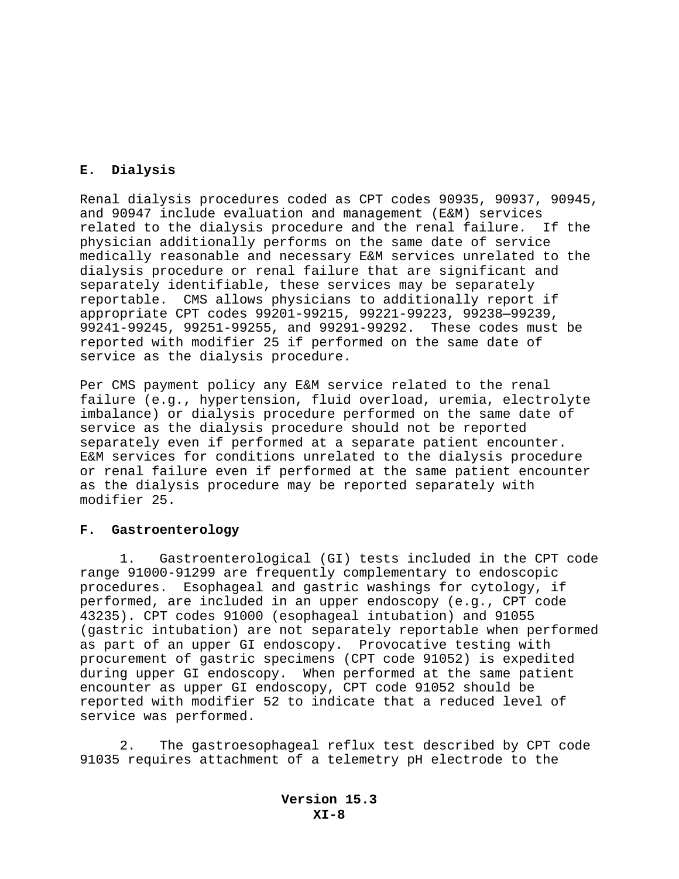## E. Dialysis

Renal dialysis procedures coded as CPT codes 90935, 90937, 90945, and 90947 include evaluation and management (E&M) services related to the dialysis procedure and the renal failure. If the physician additionally performs on the same date of service medically reasonable and necessary E&M services unrelated to the dialysis procedure or renal failure that are significant and separately identifiable, these services may be separately reportable. CMS allows physicians to additionally report if appropriate CPT codes 99201-99215, 99221-99223, 99238–99239, 99241-99245, 99251-99255, and 99291-99292. These codes must be reported with modifier 25 if performed on the same date of service as the dialysis procedure.

Per CMS payment policy any E&M service related to the renal failure (e.g., hypertension, fluid overload, uremia, electrolyte imbalance) or dialysis procedure performed on the same date of service as the dialysis procedure should not be reported separately even if performed at a separate patient encounter. E&M services for conditions unrelated to the dialysis procedure or renal failure even if performed at the same patient encounter as the dialysis procedure may be reported separately with modifier 25.

## F. Gastroenterology

1. Gastroenterological (GI) tests included in the CPT code range 91000-91299 are frequently complementary to endoscopic procedures. Esophageal and gastric washings for cytology, if performed, are included in an upper endoscopy (e.g., CPT code 43235). CPT codes 91000 (esophageal intubation) and 91055 (gastric intubation) are not separately reportable when performed as part of an upper GI endoscopy. Provocative testing with procurement of gastric specimens (CPT code 91052) is expedited during upper GI endoscopy. When performed at the same patient encounter as upper GI endoscopy, CPT code 91052 should be reported with modifier 52 to indicate that a reduced level of service was performed.

2. The gastroesophageal reflux test described by CPT code 91035 requires attachment of a telemetry pH electrode to the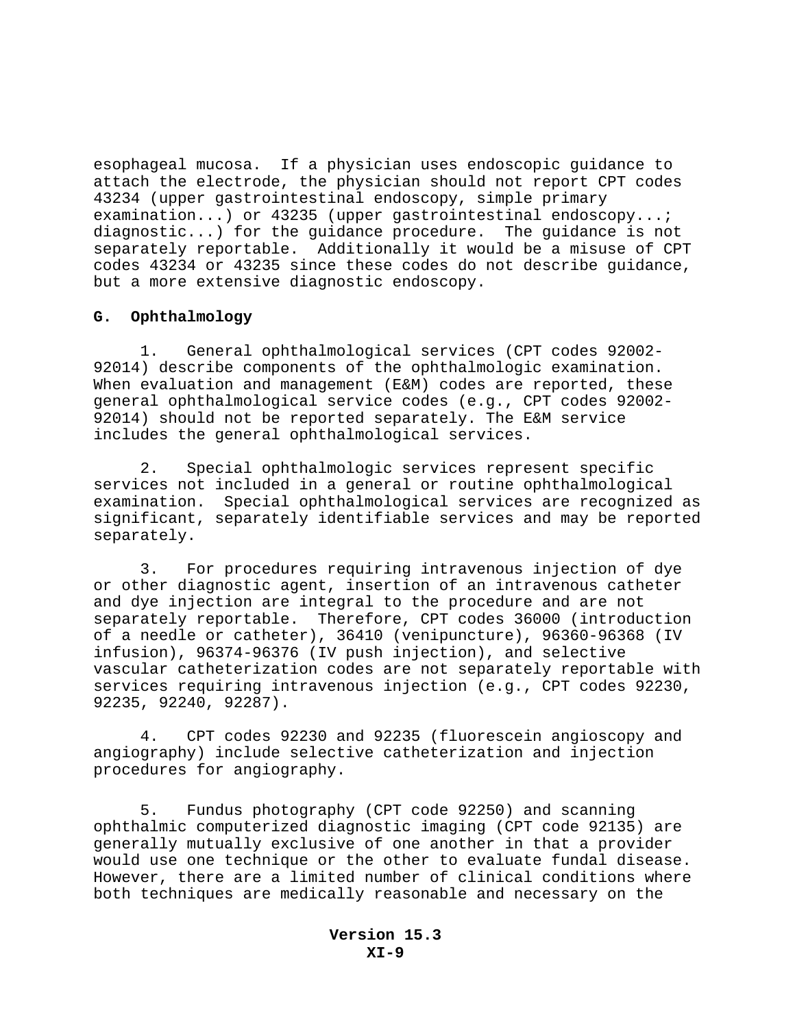esophageal mucosa. If a physician uses endoscopic guidance to attach the electrode, the physician should not report CPT codes 43234 (upper gastrointestinal endoscopy, simple primary examination...) or 43235 (upper gastrointestinal endoscopy...; diagnostic...) for the guidance procedure. The guidance is not separately reportable. Additionally it would be a misuse of CPT codes 43234 or 43235 since these codes do not describe guidance, but a more extensive diagnostic endoscopy.

## G. Ophthalmology

1. General ophthalmological services (CPT codes 92002-92014) describe components of the ophthalmologic examination. When evaluation and management (E&M) codes are reported, these general ophthalmological service codes (e.g., CPT codes 92002-92014) should not be reported separately. The E&M service includes the general ophthalmological services.

2. Special ophthalmologic services represent specific services not included in a general or routine ophthalmological examination. Special ophthalmological services are recognized as significant, separately identifiable services and may be reported separately.

3. For procedures requiring intravenous injection of dye or other diagnostic agent, insertion of an intravenous catheter and dye injection are integral to the procedure and are not separately reportable. Therefore, CPT codes 36000 (introduction of a needle or catheter), 36410 (venipuncture), 96360-96368 (IV infusion), 96374-96376 (IV push injection), and selective vascular catheterization codes are not separately reportable with services requiring intravenous injection (e.g., CPT codes 92230, 92235, 92240, 92287).

4. CPT codes 92230 and 92235 (fluorescein angioscopy and angiography) include selective catheterization and injection procedures for angiography.

5. Fundus photography (CPT code 92250) and scanning ophthalmic computerized diagnostic imaging (CPT code 92135) are generally mutually exclusive of one another in that a provider would use one technique or the other to evaluate fundal disease. However, there are a limited number of clinical conditions where both techniques are medically reasonable and necessary on the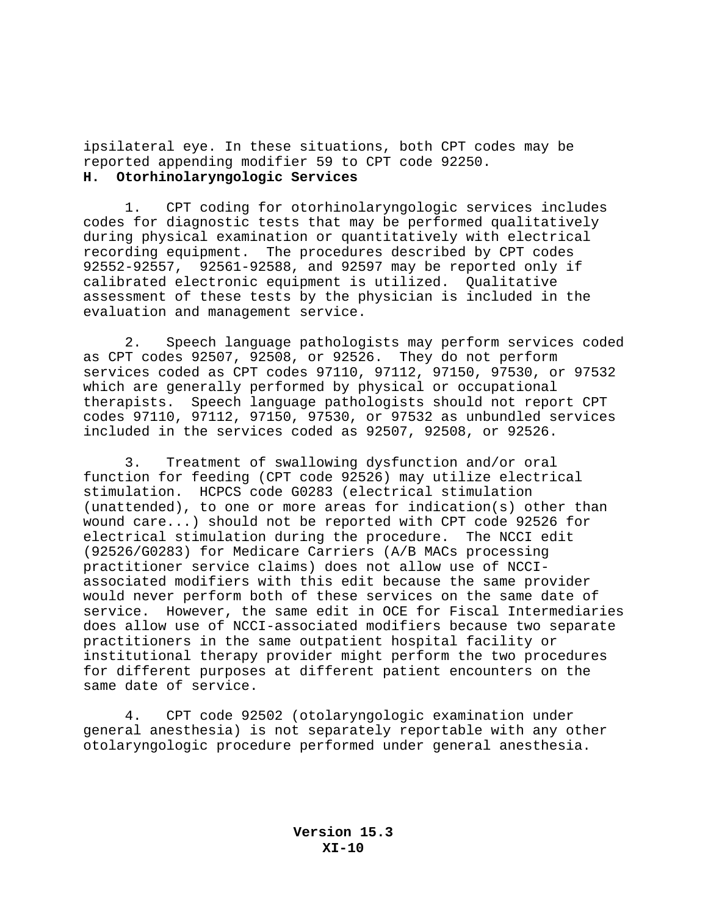ipsilateral eye. In these situations, both CPT codes may be reported appending modifier 59 to CPT code 92250.

## H. Otorhinolaryngologic Services

1. CPT coding for otorhinolaryngologic services includes codes for diagnostic tests that may be performed qualitatively during physical examination or quantitatively with electrical recording equipment. The procedures described by CPT codes 92552-92557, 92561-92588, and 92597 may be reported only if calibrated electronic equipment is utilized. Qualitative assessment of these tests by the physician is included in the evaluation and management service.

2. Speech language pathologists may perform services coded as CPT codes 92507, 92508, or 92526. They do not perform services coded as CPT codes 97110, 97112, 97150, 97530, or 97532 which are generally performed by physical or occupational therapists. Speech language pathologists should not report CPT codes 97110, 97112, 97150, 97530, or 97532 as unbundled services included in the services coded as 92507, 92508, or 92526.

3. Treatment of swallowing dysfunction and/or oral function for feeding (CPT code 92526) may utilize electrical stimulation. HCPCS code G0283 (electrical stimulation (unattended), to one or more areas for indication(s) other than wound care...) should not be reported with CPT code 92526 for electrical stimulation during the procedure. The NCCI edit (92526/G0283) for Medicare Carriers (A/B MACs processing practitioner service claims) does not allow use of NCCI-associated modifiers with this edit because the same provider would never perform both of these services on the same date of service. However, the same edit in OCE for Fiscal Intermediaries does allow use of NCCI-associated modifiers because two separate practitioners in the same outpatient hospital facility or institutional therapy provider might perform the two procedures for different purposes at different patient encounters on the same date of service.

4. CPT code 92502 (otolaryngologic examination under general anesthesia) is not separately reportable with any other otolaryngologic procedure performed under general anesthesia.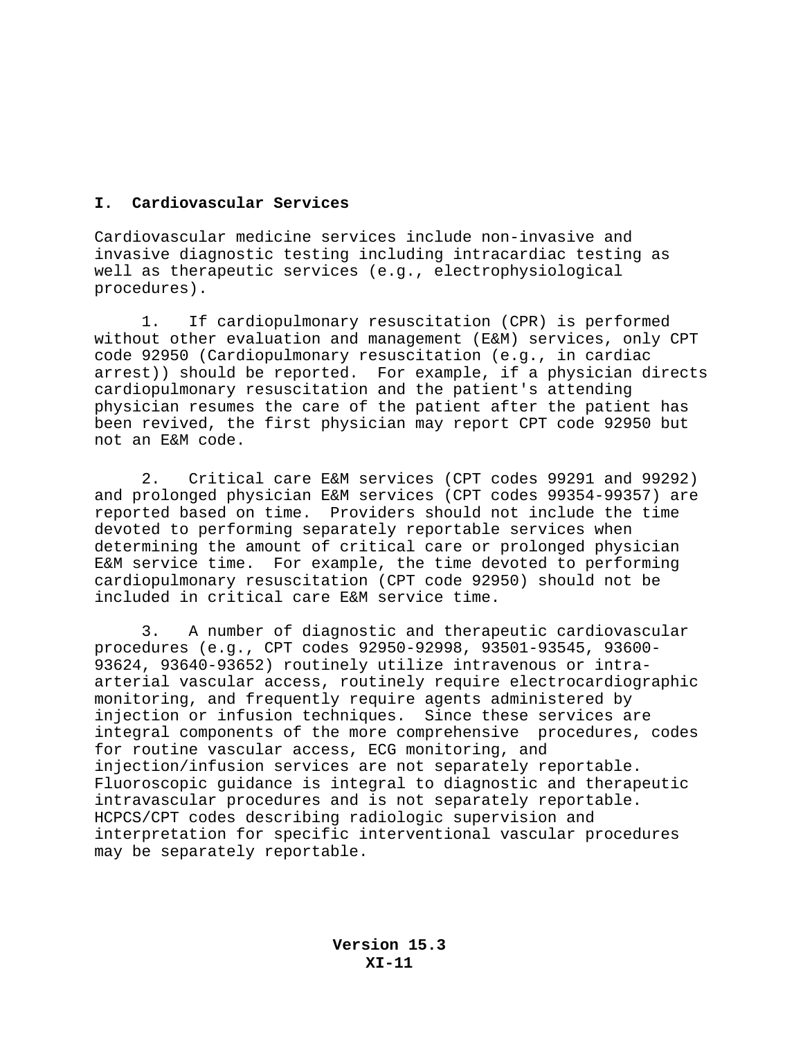## I. Cardiovascular Services

Cardiovascular medicine services include non-invasive and invasive diagnostic testing including intracardiac testing as well as therapeutic services (e.g., electrophysiological procedures).

1. If cardiopulmonary resuscitation (CPR) is performed without other evaluation and management (E&M) services, only CPT code 92950 (Cardiopulmonary resuscitation (e.g., in cardiac arrest)) should be reported. For example, if a physician directs cardiopulmonary resuscitation and the patient's attending physician resumes the care of the patient after the patient has been revived, the first physician may report CPT code 92950 but not an E&M code.

2. Critical care E&M services (CPT codes 99291 and 99292) and prolonged physician E&M services (CPT codes 99354-99357) are reported based on time. Providers should not include the time devoted to performing separately reportable services when determining the amount of critical care or prolonged physician E&M service time. For example, the time devoted to performing cardiopulmonary resuscitation (CPT code 92950) should not be included in critical care E&M service time.

3. A number of diagnostic and therapeutic cardiovascular procedures (e.g., CPT codes 92950-92998, 93501-93545, 93600-93624, 93640-93652) routinely utilize intravenous or intra-arterial vascular access, routinely require electrocardiographic monitoring, and frequently require agents administered by injection or infusion techniques. Since these services are integral components of the more comprehensive procedures, codes for routine vascular access, ECG monitoring, and injection/infusion services are not separately reportable. Fluoroscopic guidance is integral to diagnostic and therapeutic intravascular procedures and is not separately reportable. HCPCS/CPT codes describing radiologic supervision and interpretation for specific interventional vascular procedures may be separately reportable.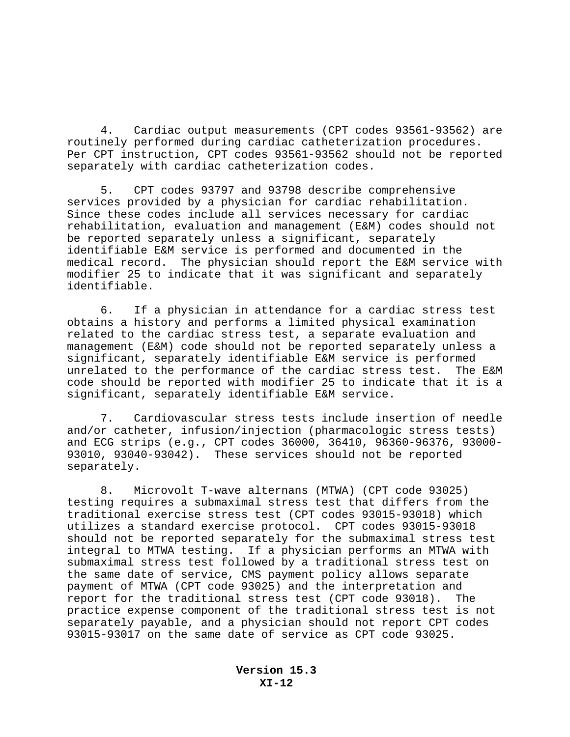4. Cardiac output measurements (CPT codes 93561-93562) are routinely performed during cardiac catheterization procedures. Per CPT instruction, CPT codes 93561-93562 should not be reported separately with cardiac catheterization codes.

5. CPT codes 93797 and 93798 describe comprehensive services provided by a physician for cardiac rehabilitation. Since these codes include all services necessary for cardiac rehabilitation, evaluation and management (E&M) codes should not be reported separately unless a significant, separately identifiable E&M service is performed and documented in the medical record. The physician should report the E&M service with modifier 25 to indicate that it was significant and separately identifiable.

6. If a physician in attendance for a cardiac stress test obtains a history and performs a limited physical examination related to the cardiac stress test, a separate evaluation and management (E&M) code should not be reported separately unless a significant, separately identifiable E&M service is performed unrelated to the performance of the cardiac stress test. The E&M code should be reported with modifier 25 to indicate that it is a significant, separately identifiable E&M service.

7. Cardiovascular stress tests include insertion of needle and/or catheter, infusion/injection (pharmacologic stress tests) and ECG strips (e.g., CPT codes 36000, 36410, 96360-96376, 93000-93010, 93040-93042). These services should not be reported separately.

8. Microvolt T-wave alternans (MTWA) (CPT code 93025) testing requires a submaximal stress test that differs from the traditional exercise stress test (CPT codes 93015-93018) which utilizes a standard exercise protocol. CPT codes 93015-93018 should not be reported separately for the submaximal stress test integral to MTWA testing. If a physician performs an MTWA with submaximal stress test followed by a traditional stress test on the same date of service, CMS payment policy allows separate payment of MTWA (CPT code 93025) and the interpretation and report for the traditional stress test (CPT code 93018). The practice expense component of the traditional stress test is not separately payable, and a physician should not report CPT codes 93015-93017 on the same date of service as CPT code 93025.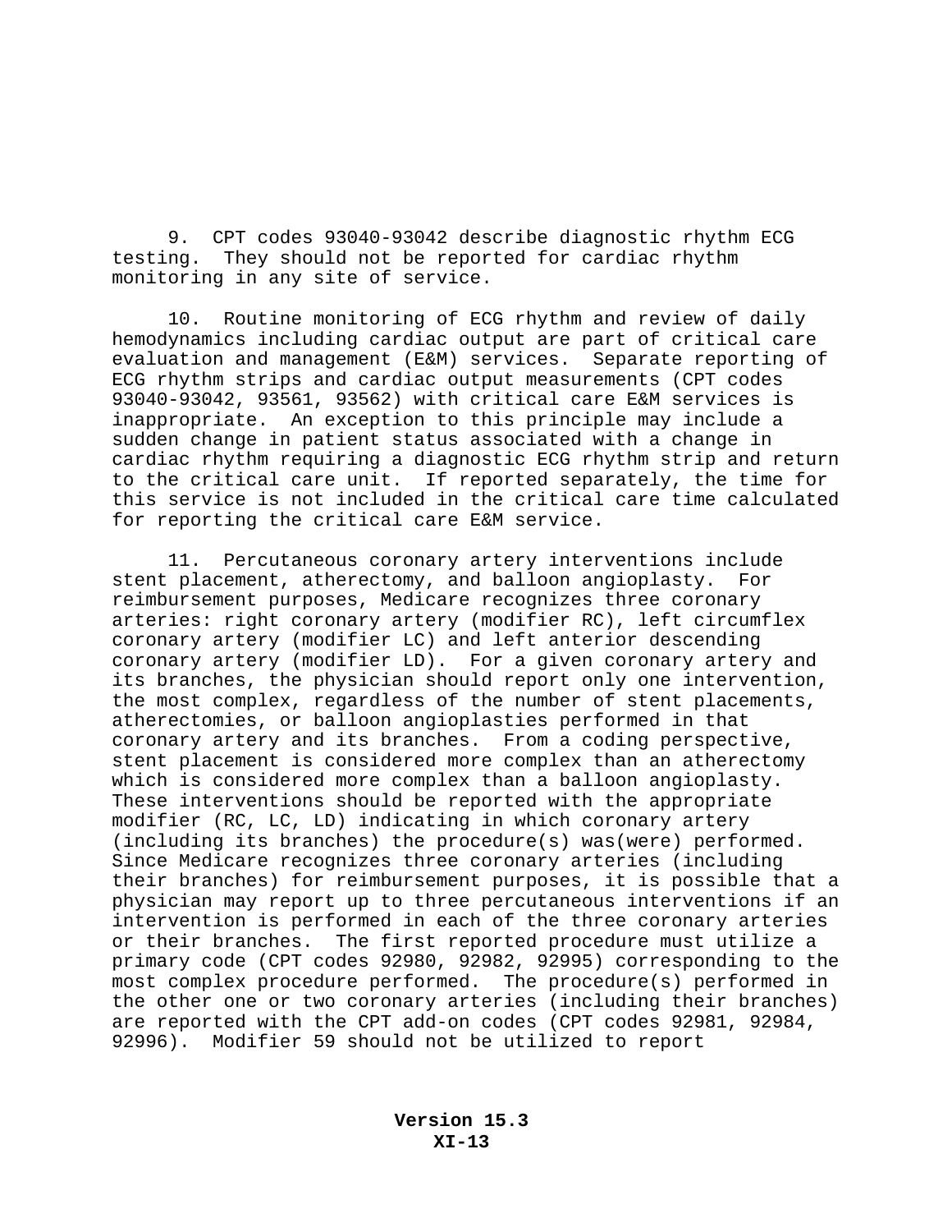9. CPT codes 93040-93042 describe diagnostic rhythm ECG testing. They should not be reported for cardiac rhythm monitoring in any site of service.

10. Routine monitoring of ECG rhythm and review of daily hemodynamics including cardiac output are part of critical care evaluation and management (E&M) services. Separate reporting of ECG rhythm strips and cardiac output measurements (CPT codes 93040-93042, 93561, 93562) with critical care E&M services is inappropriate. An exception to this principle may include a sudden change in patient status associated with a change in cardiac rhythm requiring a diagnostic ECG rhythm strip and return to the critical care unit. If reported separately, the time for this service is not included in the critical care time calculated for reporting the critical care E&M service.

11. Percutaneous coronary artery interventions include stent placement, atherectomy, and balloon angioplasty. For reimbursement purposes, Medicare recognizes three coronary arteries: right coronary artery (modifier RC), left circumflex coronary artery (modifier LC) and left anterior descending coronary artery (modifier LD). For a given coronary artery and its branches, the physician should report only one intervention, the most complex, regardless of the number of stent placements, atherectomies, or balloon angioplasties performed in that coronary artery and its branches. From a coding perspective, stent placement is considered more complex than an atherectomy which is considered more complex than a balloon angioplasty. These interventions should be reported with the appropriate modifier (RC, LC, LD) indicating in which coronary artery (including its branches) the procedure(s) was(were) performed. Since Medicare recognizes three coronary arteries (including their branches) for reimbursement purposes, it is possible that a physician may report up to three percutaneous interventions if an intervention is performed in each of the three coronary arteries or their branches. The first reported procedure must utilize a primary code (CPT codes 92980, 92982, 92995) corresponding to the most complex procedure performed. The procedure(s) performed in the other one or two coronary arteries (including their branches) are reported with the CPT add-on codes (CPT codes 92981, 92984, 92996). Modifier 59 should not be utilized to report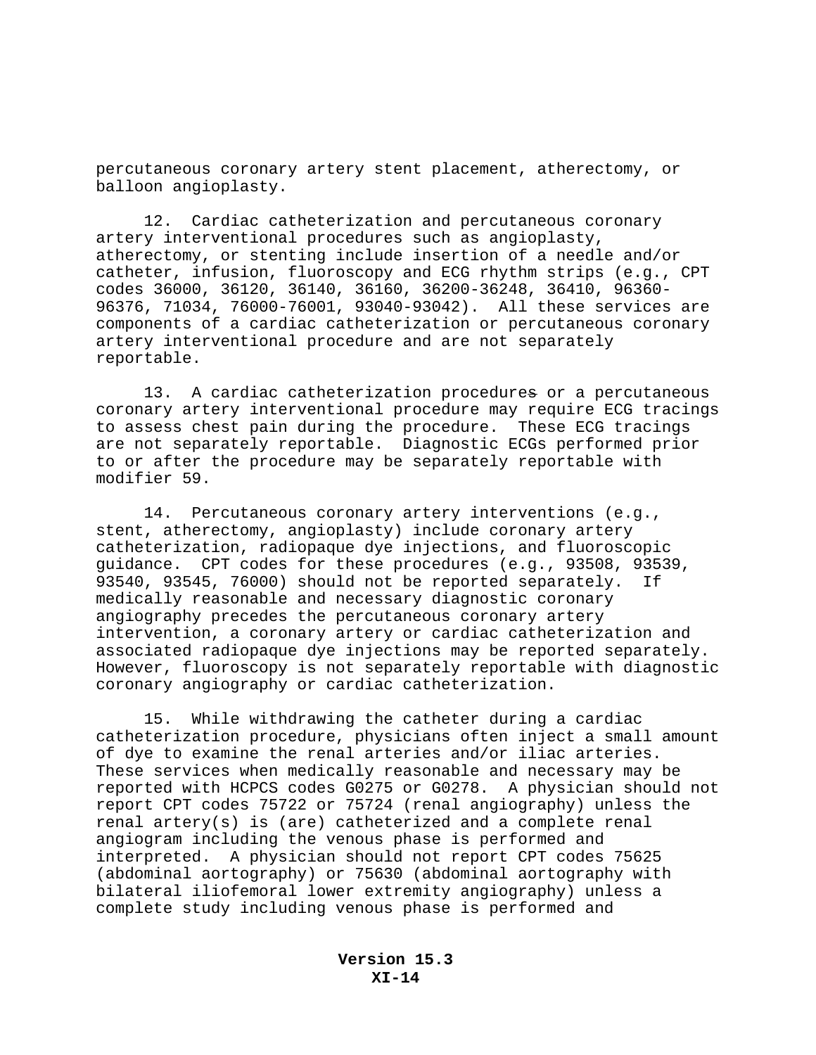percutaneous coronary artery stent placement, atherectomy, or balloon angioplasty.

12. Cardiac catheterization and percutaneous coronary artery interventional procedures such as angioplasty, atherectomy, or stenting include insertion of a needle and/or catheter, infusion, fluoroscopy and ECG rhythm strips (e.g., CPT codes 36000, 36120, 36140, 36160, 36200-36248, 36410, 96360-96376, 71034, 76000-76001, 93040-93042). All these services are components of a cardiac catheterization or percutaneous coronary artery interventional procedure and are not separately reportable.

13. A cardiac catheterization procedures or a percutaneous coronary artery interventional procedure may require ECG tracings to assess chest pain during the procedure. These ECG tracings are not separately reportable. Diagnostic ECGs performed prior to or after the procedure may be separately reportable with modifier 59.

14. Percutaneous coronary artery interventions (e.g., stent, atherectomy, angioplasty) include coronary artery catheterization, radiopaque dye injections, and fluoroscopic guidance. CPT codes for these procedures (e.g., 93508, 93539, 93540, 93545, 76000) should not be reported separately. If medically reasonable and necessary diagnostic coronary angiography precedes the percutaneous coronary artery intervention, a coronary artery or cardiac catheterization and associated radiopaque dye injections may be reported separately. However, fluoroscopy is not separately reportable with diagnostic coronary angiography or cardiac catheterization.

15. While withdrawing the catheter during a cardiac catheterization procedure, physicians often inject a small amount of dye to examine the renal arteries and/or iliac arteries. These services when medically reasonable and necessary may be reported with HCPCS codes G0275 or G0278. A physician should not report CPT codes 75722 or 75724 (renal angiography) unless the renal artery(s) is (are) catheterized and a complete renal angiogram including the venous phase is performed and interpreted. A physician should not report CPT codes 75625 (abdominal aortography) or 75630 (abdominal aortography with bilateral iliofemoral lower extremity angiography) unless a complete study including venous phase is performed and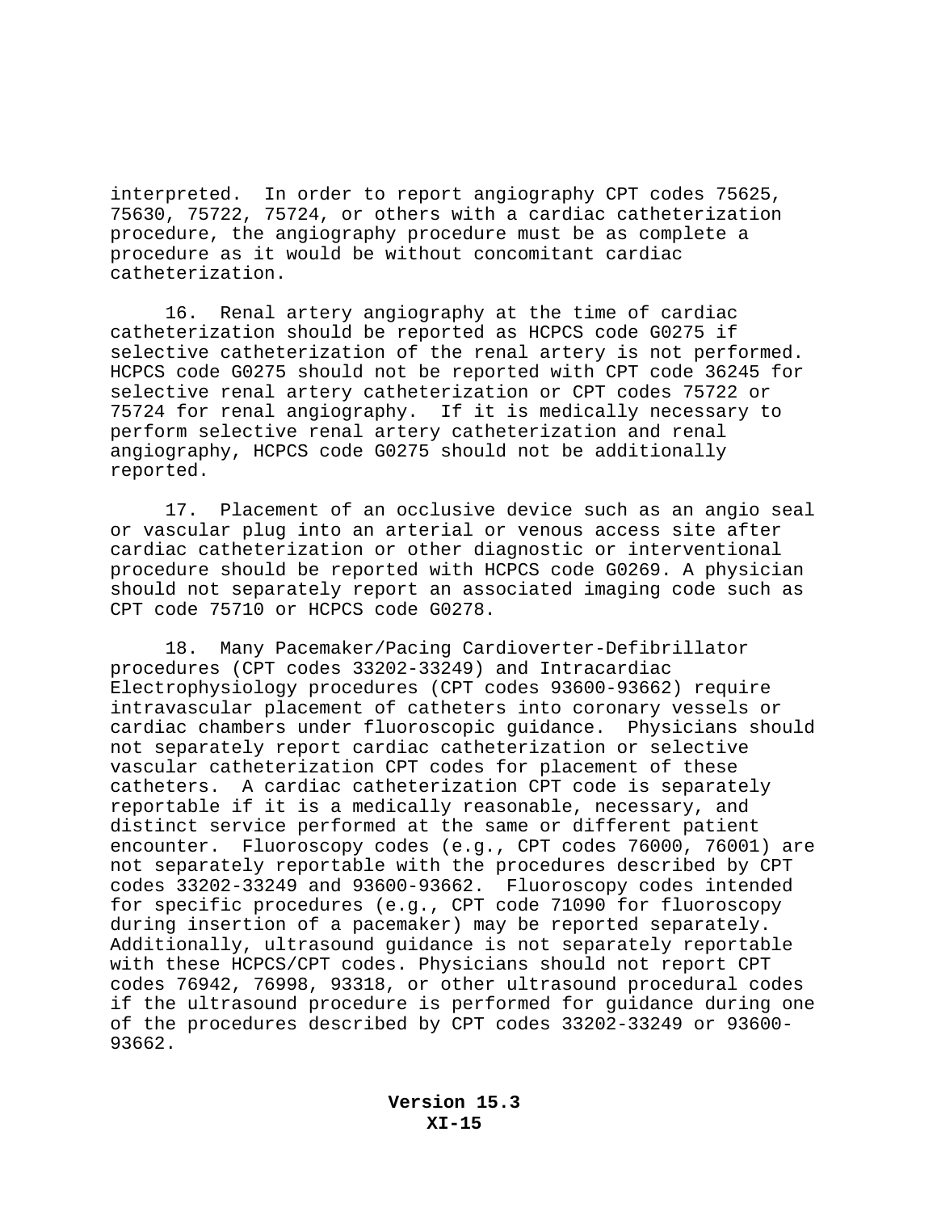interpreted. In order to report angiography CPT codes 75625, 75630, 75722, 75724, or others with a cardiac catheterization procedure, the angiography procedure must be as complete a procedure as it would be without concomitant cardiac catheterization.

16. Renal artery angiography at the time of cardiac catheterization should be reported as HCPCS code G0275 if selective catheterization of the renal artery is not performed. HCPCS code G0275 should not be reported with CPT code 36245 for selective renal artery catheterization or CPT codes 75722 or 75724 for renal angiography. If it is medically necessary to perform selective renal artery catheterization and renal angiography, HCPCS code G0275 should not be additionally reported.

17. Placement of an occlusive device such as an angio seal or vascular plug into an arterial or venous access site after cardiac catheterization or other diagnostic or interventional procedure should be reported with HCPCS code G0269. A physician should not separately report an associated imaging code such as CPT code 75710 or HCPCS code G0278.

18. Many Pacemaker/Pacing Cardioverter-Defibrillator procedures (CPT codes 33202-33249) and Intracardiac Electrophysiology procedures (CPT codes 93600-93662) require intravascular placement of catheters into coronary vessels or cardiac chambers under fluoroscopic guidance. Physicians should not separately report cardiac catheterization or selective vascular catheterization CPT codes for placement of these catheters. A cardiac catheterization CPT code is separately reportable if it is a medically reasonable, necessary, and distinct service performed at the same or different patient encounter. Fluoroscopy codes (e.g., CPT codes 76000, 76001) are not separately reportable with the procedures described by CPT codes 33202-33249 and 93600-93662. Fluoroscopy codes intended for specific procedures (e.g., CPT code 71090 for fluoroscopy during insertion of a pacemaker) may be reported separately. Additionally, ultrasound guidance is not separately reportable with these HCPCS/CPT codes. Physicians should not report CPT codes 76942, 76998, 93318, or other ultrasound procedural codes if the ultrasound procedure is performed for guidance during one of the procedures described by CPT codes 33202-33249 or 93600-93662.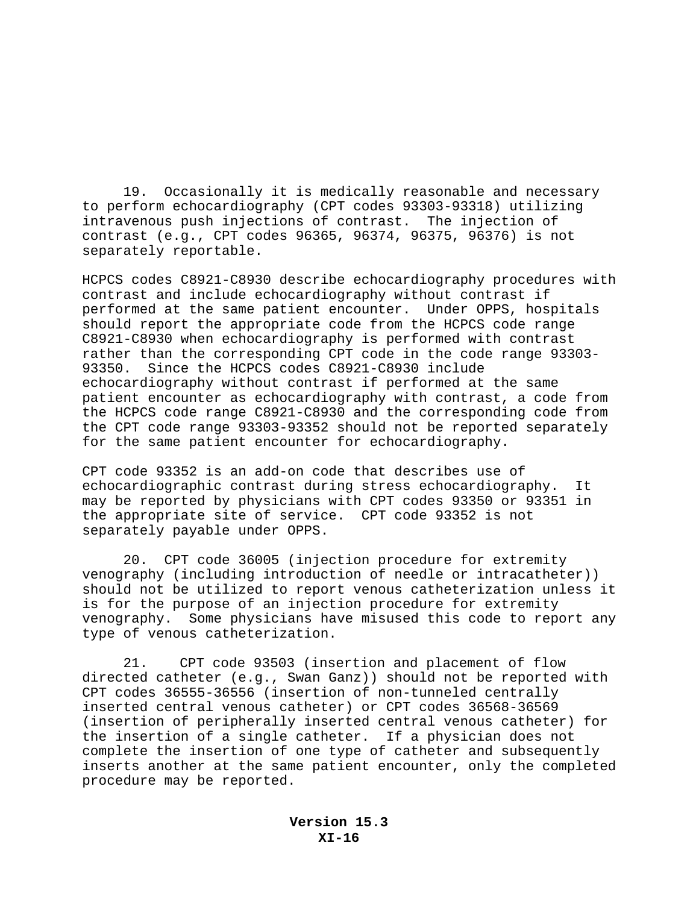19. Occasionally it is medically reasonable and necessary to perform echocardiography (CPT codes 93303-93318) utilizing intravenous push injections of contrast. The injection of contrast (e.g., CPT codes 96365, 96374, 96375, 96376) is not separately reportable.

HCPCS codes C8921-C8930 describe echocardiography procedures with contrast and include echocardiography without contrast if performed at the same patient encounter. Under OPPS, hospitals should report the appropriate code from the HCPCS code range C8921-C8930 when echocardiography is performed with contrast rather than the corresponding CPT code in the code range 93303-93350. Since the HCPCS codes C8921-C8930 include echocardiography without contrast if performed at the same patient encounter as echocardiography with contrast, a code from the HCPCS code range C8921-C8930 and the corresponding code from the CPT code range 93303-93352 should not be reported separately for the same patient encounter for echocardiography.

CPT code 93352 is an add-on code that describes use of echocardiographic contrast during stress echocardiography. It may be reported by physicians with CPT codes 93350 or 93351 in the appropriate site of service. CPT code 93352 is not separately payable under OPPS.

20. CPT code 36005 (injection procedure for extremity venography (including introduction of needle or intracatheter)) should not be utilized to report venous catheterization unless it is for the purpose of an injection procedure for extremity venography. Some physicians have misused this code to report any type of venous catheterization.

21. CPT code 93503 (insertion and placement of flow directed catheter (e.g., Swan Ganz)) should not be reported with CPT codes 36555-36556 (insertion of non-tunneled centrally inserted central venous catheter) or CPT codes 36568-36569 (insertion of peripherally inserted central venous catheter) for the insertion of a single catheter. If a physician does not complete the insertion of one type of catheter and subsequently inserts another at the same patient encounter, only the completed procedure may be reported.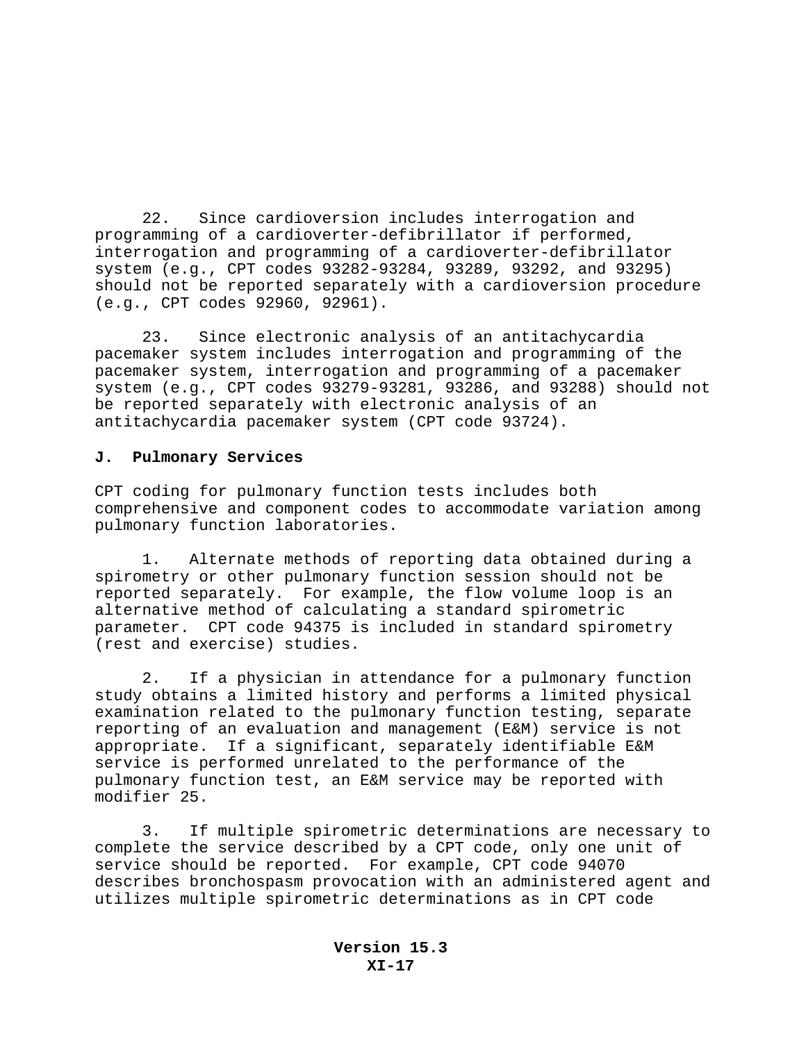22. Since cardioversion includes interrogation and programming of a cardioverter-defibrillator if performed, interrogation and programming of a cardioverter-defibrillator system (e.g., CPT codes 93282-93284, 93289, 93292, and 93295) should not be reported separately with a cardioversion procedure (e.g., CPT codes 92960, 92961).

23. Since electronic analysis of an antitachycardia pacemaker system includes interrogation and programming of the pacemaker system, interrogation and programming of a pacemaker system (e.g., CPT codes 93279-93281, 93286, and 93288) should not be reported separately with electronic analysis of an antitachycardia pacemaker system (CPT code 93724).

**J. Pulmonary Services**

CPT coding for pulmonary function tests includes both comprehensive and component codes to accommodate variation among pulmonary function laboratories.

1. Alternate methods of reporting data obtained during a spirometry or other pulmonary function session should not be reported separately. For example, the flow volume loop is an alternative method of calculating a standard spirometric parameter. CPT code 94375 is included in standard spirometry (rest and exercise) studies.

2. If a physician in attendance for a pulmonary function study obtains a limited history and performs a limited physical examination related to the pulmonary function testing, separate reporting of an evaluation and management (E&M) service is not appropriate. If a significant, separately identifiable E&M service is performed unrelated to the performance of the pulmonary function test, an E&M service may be reported with modifier 25.

3. If multiple spirometric determinations are necessary to complete the service described by a CPT code, only one unit of service should be reported. For example, CPT code 94070 describes bronchospasm provocation with an administered agent and utilizes multiple spirometric determinations as in CPT code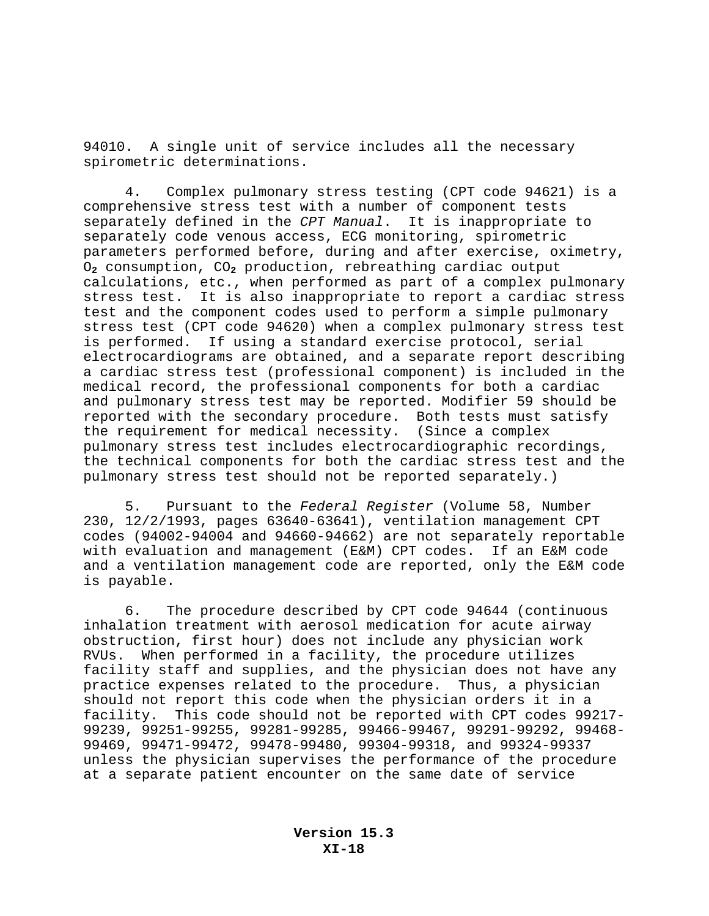94010. A single unit of service includes all the necessary spirometric determinations.

4. Complex pulmonary stress testing (CPT code 94621) is a comprehensive stress test with a number of component tests separately defined in the *CPT Manual*. It is inappropriate to separately code venous access, ECG monitoring, spirometric parameters performed before, during and after exercise, oximetry, $O_2$ consumption, $CO_2$ production, rebreathing cardiac output calculations, etc., when performed as part of a complex pulmonary stress test. It is also inappropriate to report a cardiac stress test and the component codes used to perform a simple pulmonary stress test (CPT code 94620) when a complex pulmonary stress test is performed. If using a standard exercise protocol, serial electrocardiograms are obtained, and a separate report describing a cardiac stress test (professional component) is included in the medical record, the professional components for both a cardiac and pulmonary stress test may be reported. Modifier 59 should be reported with the secondary procedure. Both tests must satisfy the requirement for medical necessity. (Since a complex pulmonary stress test includes electrocardiographic recordings, the technical components for both the cardiac stress test and the pulmonary stress test should not be reported separately.)

5. Pursuant to the *Federal Register* (Volume 58, Number 230, 12/2/1993, pages 63640-63641), ventilation management CPT codes (94002-94004 and 94660-94662) are not separately reportable with evaluation and management (E&M) CPT codes. If an E&M code and a ventilation management code are reported, only the E&M code is payable.

6. The procedure described by CPT code 94644 (continuous inhalation treatment with aerosol medication for acute airway obstruction, first hour) does not include any physician work RVUs. When performed in a facility, the procedure utilizes facility staff and supplies, and the physician does not have any practice expenses related to the procedure. Thus, a physician should not report this code when the physician orders it in a facility. This code should not be reported with CPT codes 99217-99239, 99251-99255, 99281-99285, 99466-99467, 99291-99292, 99468-99469, 99471-99472, 99478-99480, 99304-99318, and 99324-99337 unless the physician supervises the performance of the procedure at a separate patient encounter on the same date of service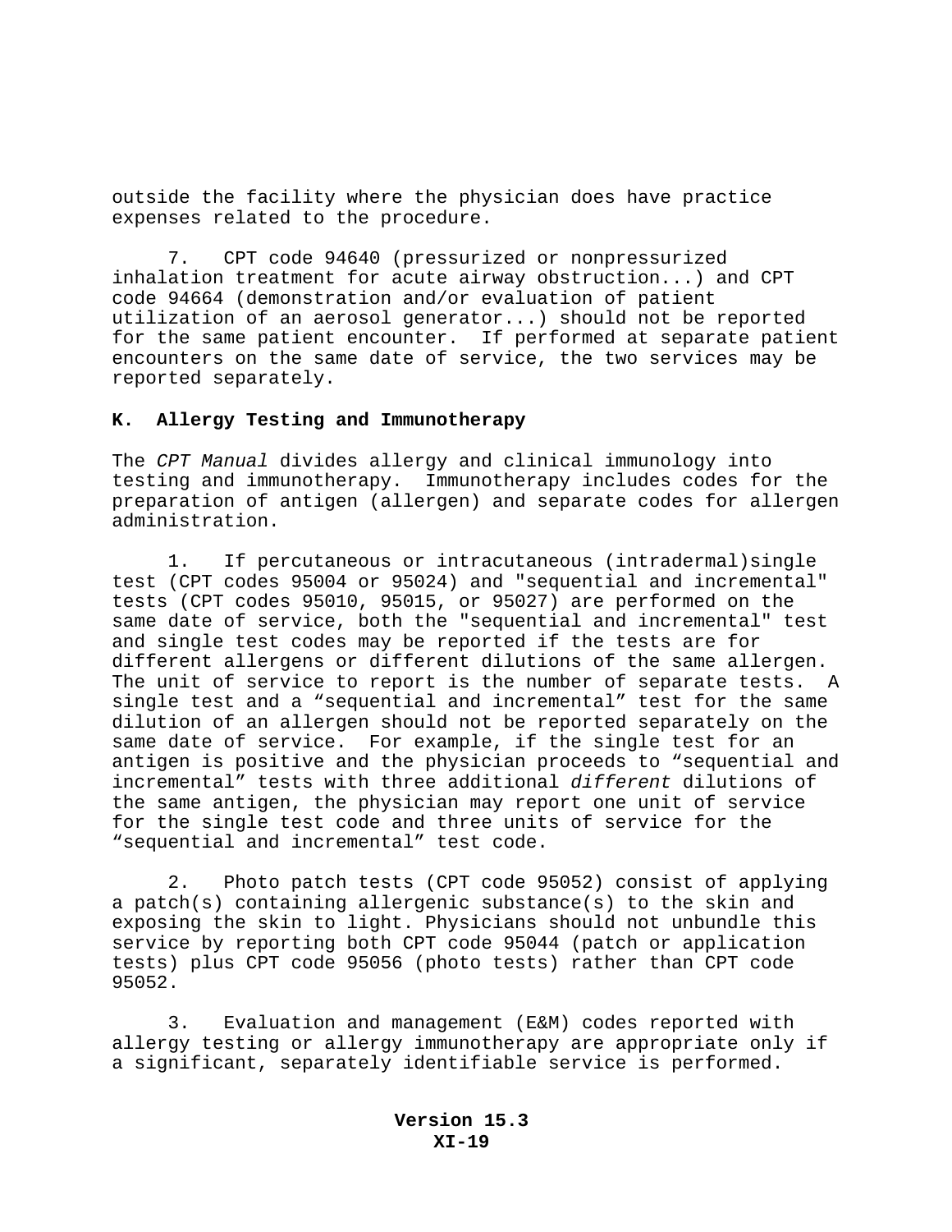outside the facility where the physician does have practice expenses related to the procedure.

7. CPT code 94640 (pressurized or nonpressurized inhalation treatment for acute airway obstruction...) and CPT code 94664 (demonstration and/or evaluation of patient utilization of an aerosol generator...) should not be reported for the same patient encounter. If performed at separate patient encounters on the same date of service, the two services may be reported separately.

### K. Allergy Testing and Immunotherapy

The *CPT Manual* divides allergy and clinical immunology into testing and immunotherapy. Immunotherapy includes codes for the preparation of antigen (allergen) and separate codes for allergen administration.

1. If percutaneous or intracutaneous (intradermal)single test (CPT codes 95004 or 95024) and "sequential and incremental" tests (CPT codes 95010, 95015, or 95027) are performed on the same date of service, both the "sequential and incremental" test and single test codes may be reported if the tests are for different allergens or different dilutions of the same allergen. The unit of service to report is the number of separate tests. A single test and a “sequential and incremental” test for the same dilution of an allergen should not be reported separately on the same date of service. For example, if the single test for an antigen is positive and the physician proceeds to “sequential and incremental” tests with three additional *different* dilutions of the same antigen, the physician may report one unit of service for the single test code and three units of service for the “sequential and incremental” test code.

2. Photo patch tests (CPT code 95052) consist of applying a patch(s) containing allergenic substance(s) to the skin and exposing the skin to light. Physicians should not unbundle this service by reporting both CPT code 95044 (patch or application tests) plus CPT code 95056 (photo tests) rather than CPT code 95052.

3. Evaluation and management (E&M) codes reported with allergy testing or allergy immunotherapy are appropriate only if a significant, separately identifiable service is performed.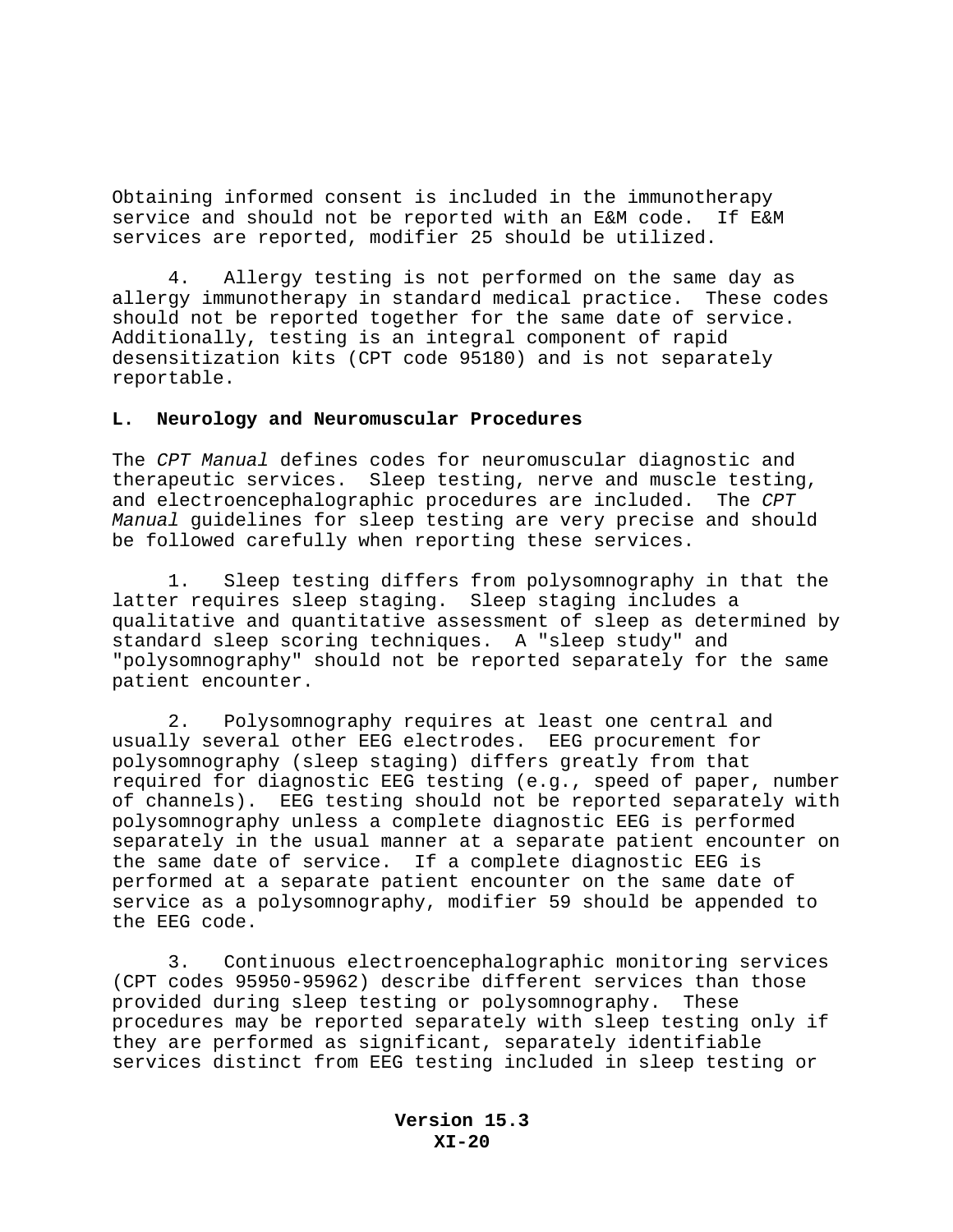Obtaining informed consent is included in the immunotherapy service and should not be reported with an E&M code. If E&M services are reported, modifier 25 should be utilized.

4. Allergy testing is not performed on the same day as allergy immunotherapy in standard medical practice. These codes should not be reported together for the same date of service. Additionally, testing is an integral component of rapid desensitization kits (CPT code 95180) and is not separately reportable.

**L. Neurology and Neuromuscular Procedures**

The *CPT Manual* defines codes for neuromuscular diagnostic and therapeutic services. Sleep testing, nerve and muscle testing, and electroencephalographic procedures are included. The *CPT Manual* guidelines for sleep testing are very precise and should be followed carefully when reporting these services.

1. Sleep testing differs from polysomnography in that the latter requires sleep staging. Sleep staging includes a qualitative and quantitative assessment of sleep as determined by standard sleep scoring techniques. A "sleep study" and "polysomnography" should not be reported separately for the same patient encounter.

2. Polysomnography requires at least one central and usually several other EEG electrodes. EEG procurement for polysomnography (sleep staging) differs greatly from that required for diagnostic EEG testing (e.g., speed of paper, number of channels). EEG testing should not be reported separately with polysomnography unless a complete diagnostic EEG is performed separately in the usual manner at a separate patient encounter on the same date of service. If a complete diagnostic EEG is performed at a separate patient encounter on the same date of service as a polysomnography, modifier 59 should be appended to the EEG code.

3. Continuous electroencephalographic monitoring services (CPT codes 95950-95962) describe different services than those provided during sleep testing or polysomnography. These procedures may be reported separately with sleep testing only if they are performed as significant, separately identifiable services distinct from EEG testing included in sleep testing or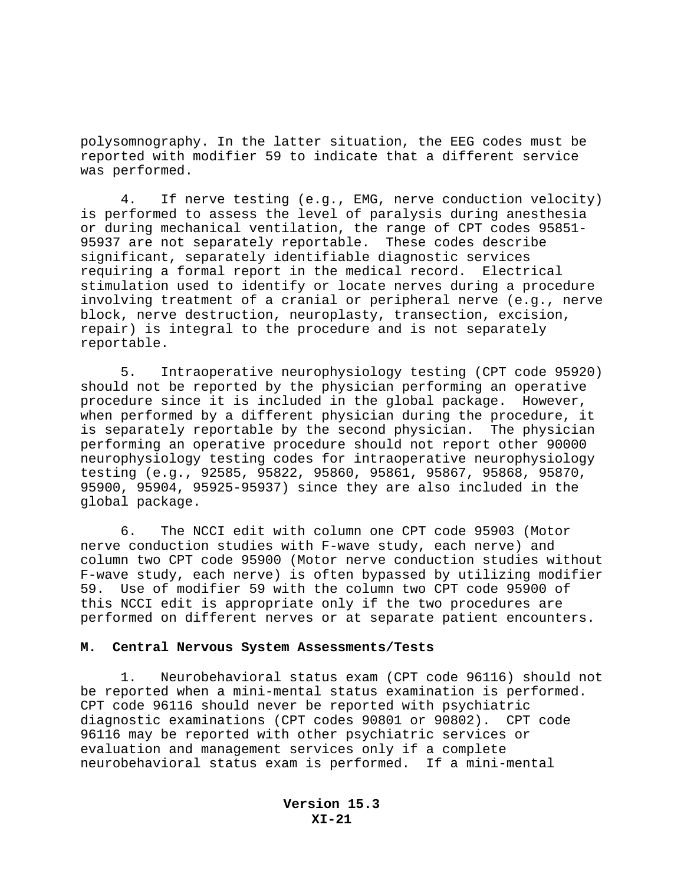polysomnography. In the latter situation, the EEG codes must be reported with modifier 59 to indicate that a different service was performed.

4. If nerve testing (e.g., EMG, nerve conduction velocity) is performed to assess the level of paralysis during anesthesia or during mechanical ventilation, the range of CPT codes 95851-95937 are not separately reportable. These codes describe significant, separately identifiable diagnostic services requiring a formal report in the medical record. Electrical stimulation used to identify or locate nerves during a procedure involving treatment of a cranial or peripheral nerve (e.g., nerve block, nerve destruction, neuroplasty, transection, excision, repair) is integral to the procedure and is not separately reportable.

5. Intraoperative neurophysiology testing (CPT code 95920) should not be reported by the physician performing an operative procedure since it is included in the global package. However, when performed by a different physician during the procedure, it is separately reportable by the second physician. The physician performing an operative procedure should not report other 90000 neurophysiology testing codes for intraoperative neurophysiology testing (e.g., 92585, 95822, 95860, 95861, 95867, 95868, 95870, 95900, 95904, 95925-95937) since they are also included in the global package.

6. The NCCI edit with column one CPT code 95903 (Motor nerve conduction studies with F-wave study, each nerve) and column two CPT code 95900 (Motor nerve conduction studies without F-wave study, each nerve) is often bypassed by utilizing modifier 59. Use of modifier 59 with the column two CPT code 95900 of this NCCI edit is appropriate only if the two procedures are performed on different nerves or at separate patient encounters.

**M. Central Nervous System Assessments/Tests**

1. Neurobehavioral status exam (CPT code 96116) should not be reported when a mini-mental status examination is performed. CPT code 96116 should never be reported with psychiatric diagnostic examinations (CPT codes 90801 or 90802). CPT code 96116 may be reported with other psychiatric services or evaluation and management services only if a complete neurobehavioral status exam is performed. If a mini-mental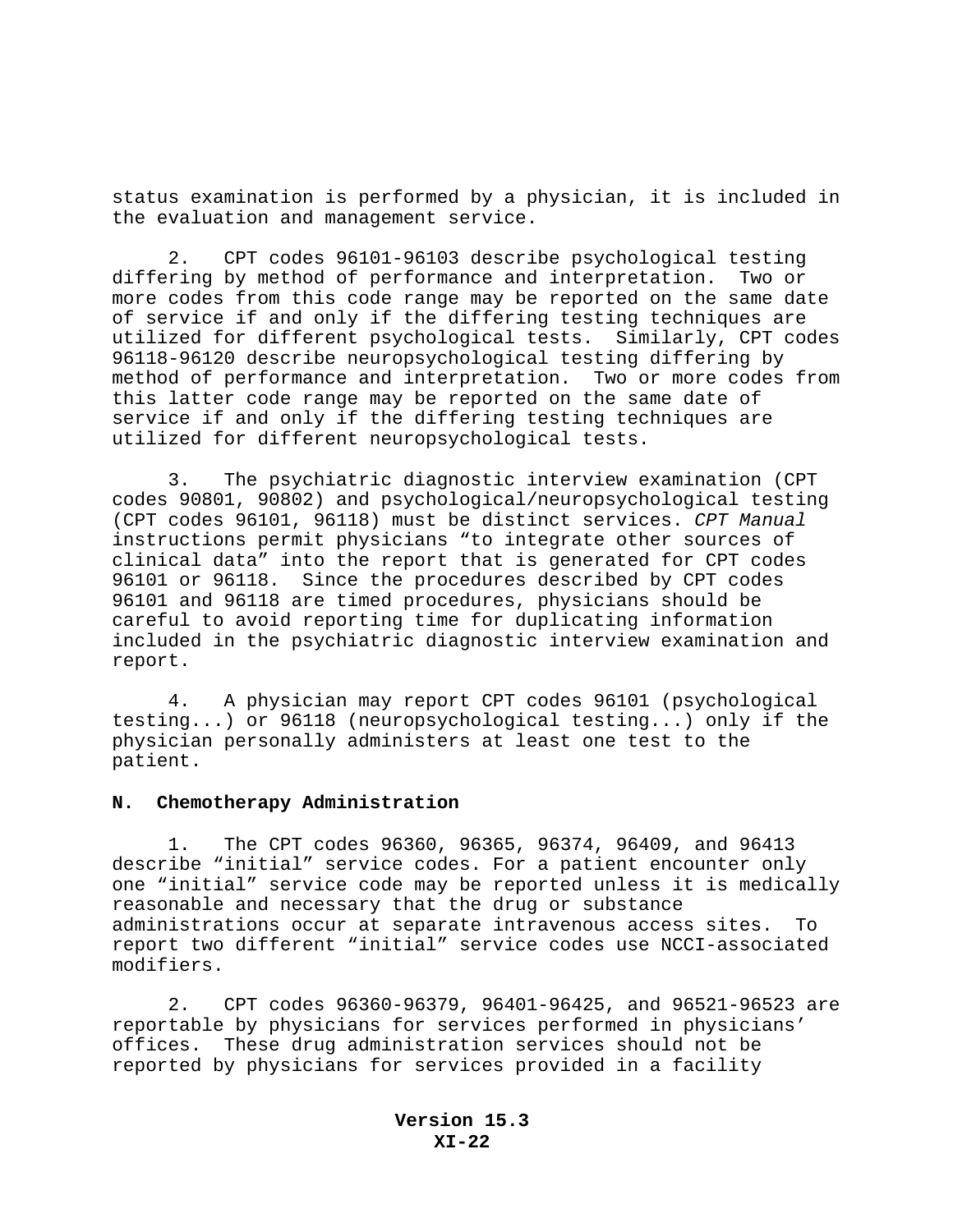status examination is performed by a physician, it is included in the evaluation and management service.

2. CPT codes 96101-96103 describe psychological testing differing by method of performance and interpretation. Two or more codes from this code range may be reported on the same date of service if and only if the differing testing techniques are utilized for different psychological tests. Similarly, CPT codes 96118-96120 describe neuropsychological testing differing by method of performance and interpretation. Two or more codes from this latter code range may be reported on the same date of service if and only if the differing testing techniques are utilized for different neuropsychological tests.

3. The psychiatric diagnostic interview examination (CPT codes 90801, 90802) and psychological/neuropsychological testing (CPT codes 96101, 96118) must be distinct services. *CPT Manual* instructions permit physicians "to integrate other sources of clinical data" into the report that is generated for CPT codes 96101 or 96118. Since the procedures described by CPT codes 96101 and 96118 are timed procedures, physicians should be careful to avoid reporting time for duplicating information included in the psychiatric diagnostic interview examination and report.

4. A physician may report CPT codes 96101 (psychological testing...) or 96118 (neuropsychological testing...) only if the physician personally administers at least one test to the patient.

**N. Chemotherapy Administration**

1. The CPT codes 96360, 96365, 96374, 96409, and 96413 describe "initial" service codes. For a patient encounter only one "initial" service code may be reported unless it is medically reasonable and necessary that the drug or substance administrations occur at separate intravenous access sites. To report two different "initial" service codes use NCCI-associated modifiers.

2. CPT codes 96360-96379, 96401-96425, and 96521-96523 are reportable by physicians for services performed in physicians' offices. These drug administration services should not be reported by physicians for services provided in a facility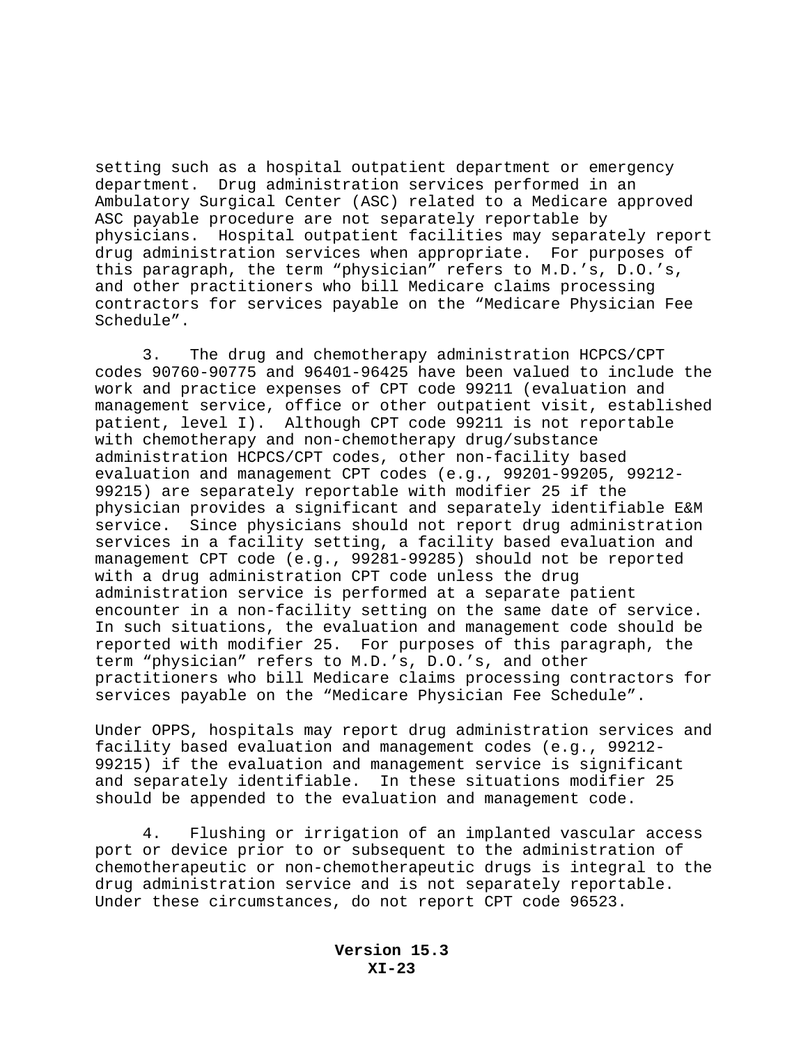setting such as a hospital outpatient department or emergency department. Drug administration services performed in an Ambulatory Surgical Center (ASC) related to a Medicare approved ASC payable procedure are not separately reportable by physicians. Hospital outpatient facilities may separately report drug administration services when appropriate. For purposes of this paragraph, the term “physician” refers to M.D.’s, D.O.’s, and other practitioners who bill Medicare claims processing contractors for services payable on the “Medicare Physician Fee Schedule”.

3. The drug and chemotherapy administration HCPCS/CPT codes 90760-90775 and 96401-96425 have been valued to include the work and practice expenses of CPT code 99211 (evaluation and management service, office or other outpatient visit, established patient, level I). Although CPT code 99211 is not reportable with chemotherapy and non-chemotherapy drug/substance administration HCPCS/CPT codes, other non-facility based evaluation and management CPT codes (e.g., 99201-99205, 99212-99215) are separately reportable with modifier 25 if the physician provides a significant and separately identifiable E&M service. Since physicians should not report drug administration services in a facility setting, a facility based evaluation and management CPT code (e.g., 99281-99285) should not be reported with a drug administration CPT code unless the drug administration service is performed at a separate patient encounter in a non-facility setting on the same date of service. In such situations, the evaluation and management code should be reported with modifier 25. For purposes of this paragraph, the term “physician” refers to M.D.’s, D.O.’s, and other practitioners who bill Medicare claims processing contractors for services payable on the “Medicare Physician Fee Schedule”.

Under OPPS, hospitals may report drug administration services and facility based evaluation and management codes (e.g., 99212-99215) if the evaluation and management service is significant and separately identifiable. In these situations modifier 25 should be appended to the evaluation and management code.

4. Flushing or irrigation of an implanted vascular access port or device prior to or subsequent to the administration of chemotherapeutic or non-chemotherapeutic drugs is integral to the drug administration service and is not separately reportable. Under these circumstances, do not report CPT code 96523.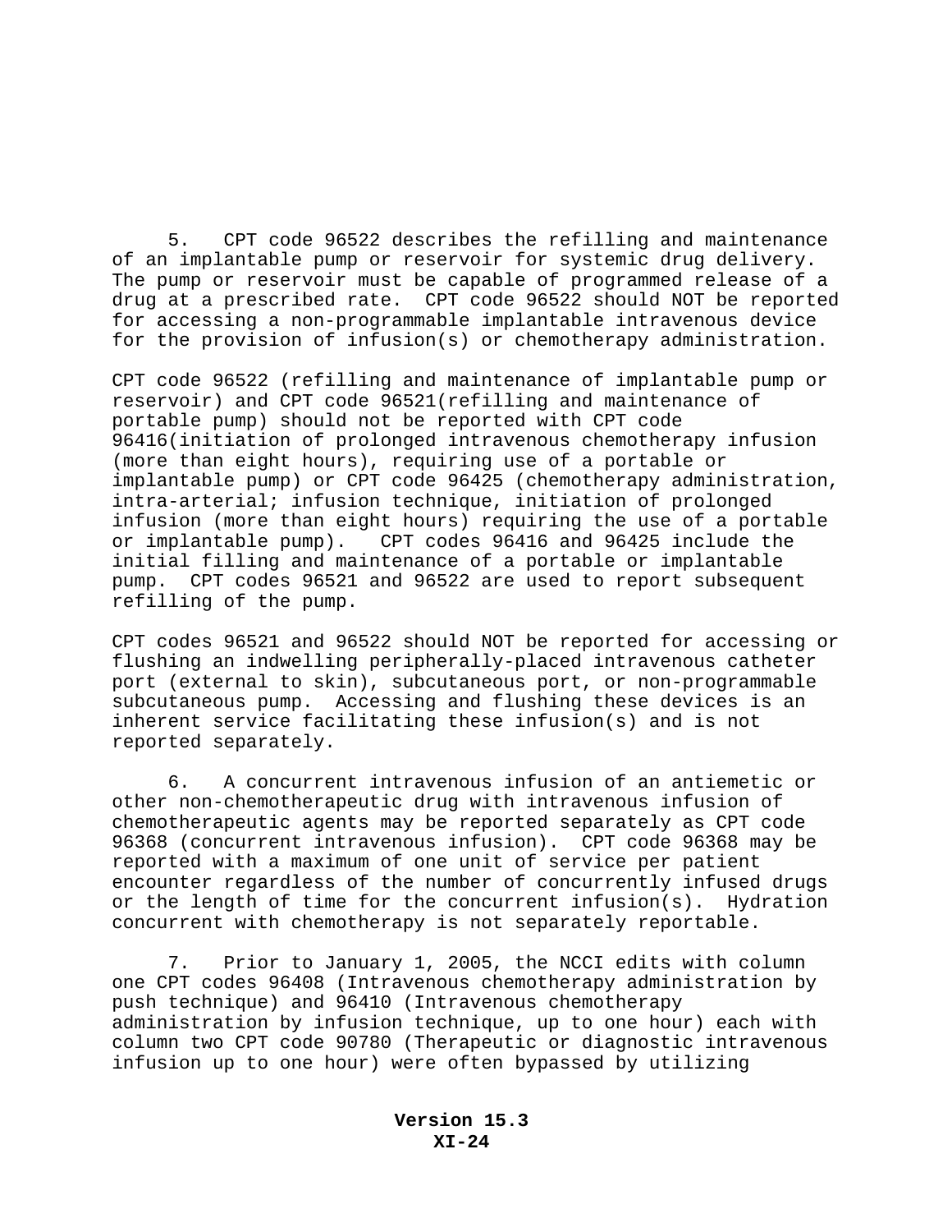5. CPT code 96522 describes the refilling and maintenance of an implantable pump or reservoir for systemic drug delivery. The pump or reservoir must be capable of programmed release of a drug at a prescribed rate. CPT code 96522 should NOT be reported for accessing a non-programmable implantable intravenous device for the provision of infusion(s) or chemotherapy administration.

CPT code 96522 (refilling and maintenance of implantable pump or reservoir) and CPT code 96521(refilling and maintenance of portable pump) should not be reported with CPT code 96416(initiation of prolonged intravenous chemotherapy infusion (more than eight hours), requiring use of a portable or implantable pump) or CPT code 96425 (chemotherapy administration, intra-arterial; infusion technique, initiation of prolonged infusion (more than eight hours) requiring the use of a portable or implantable pump). CPT codes 96416 and 96425 include the initial filling and maintenance of a portable or implantable pump. CPT codes 96521 and 96522 are used to report subsequent refilling of the pump.

CPT codes 96521 and 96522 should NOT be reported for accessing or flushing an indwelling peripherally-placed intravenous catheter port (external to skin), subcutaneous port, or non-programmable subcutaneous pump. Accessing and flushing these devices is an inherent service facilitating these infusion(s) and is not reported separately.

6. A concurrent intravenous infusion of an antiemetic or other non-chemotherapeutic drug with intravenous infusion of chemotherapeutic agents may be reported separately as CPT code 96368 (concurrent intravenous infusion). CPT code 96368 may be reported with a maximum of one unit of service per patient encounter regardless of the number of concurrently infused drugs or the length of time for the concurrent infusion(s). Hydration concurrent with chemotherapy is not separately reportable.

7. Prior to January 1, 2005, the NCCI edits with column one CPT codes 96408 (Intravenous chemotherapy administration by push technique) and 96410 (Intravenous chemotherapy administration by infusion technique, up to one hour) each with column two CPT code 90780 (Therapeutic or diagnostic intravenous infusion up to one hour) were often bypassed by utilizing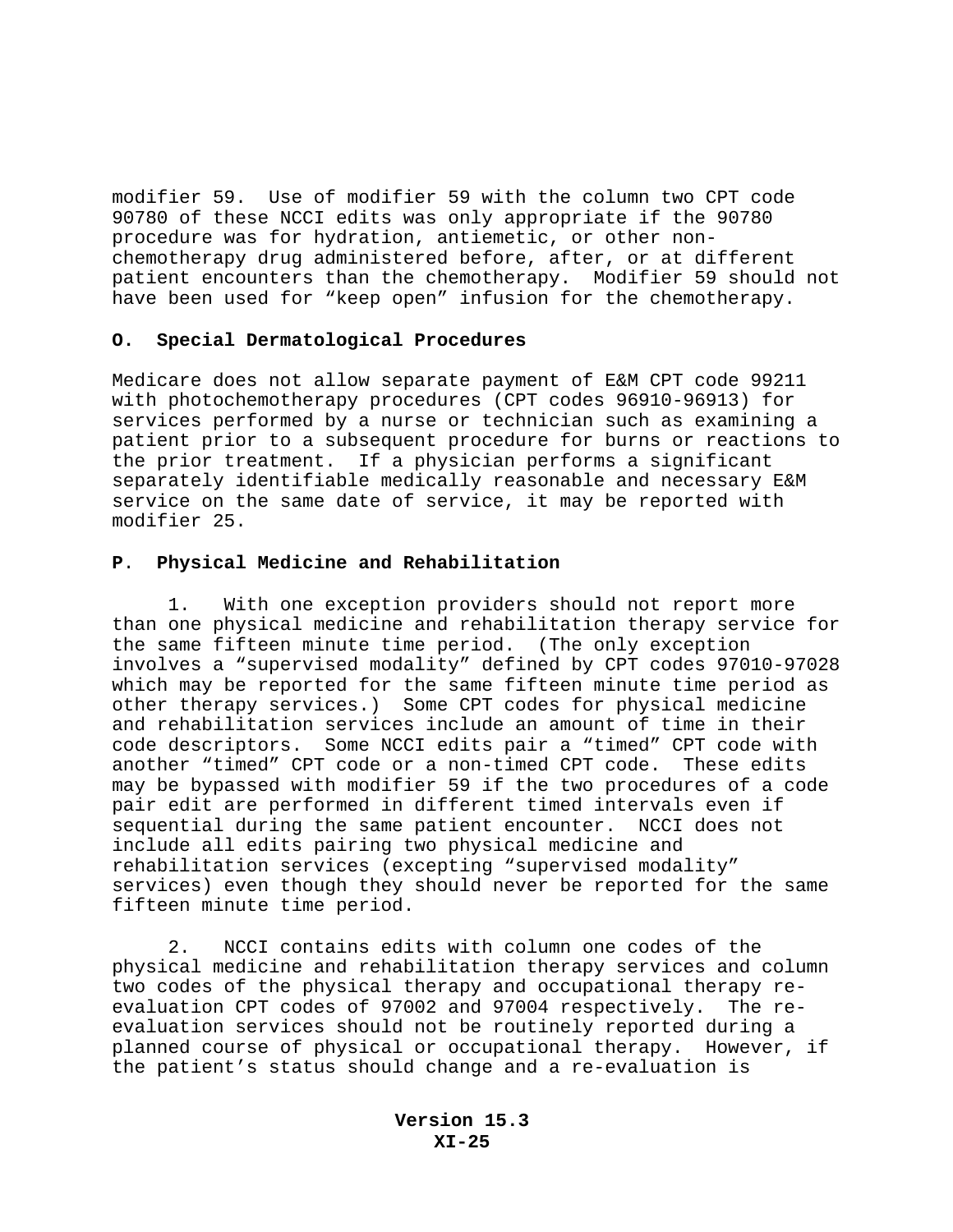modifier 59. Use of modifier 59 with the column two CPT code 90780 of these NCCI edits was only appropriate if the 90780 procedure was for hydration, antiemetic, or other non-chemotherapy drug administered before, after, or at different patient encounters than the chemotherapy. Modifier 59 should not have been used for “keep open” infusion for the chemotherapy.

**O. Special Dermatological Procedures**

Medicare does not allow separate payment of E&M CPT code 99211 with photochemotherapy procedures (CPT codes 96910-96913) for services performed by a nurse or technician such as examining a patient prior to a subsequent procedure for burns or reactions to the prior treatment. If a physician performs a significant separately identifiable medically reasonable and necessary E&M service on the same date of service, it may be reported with modifier 25.

**P. Physical Medicine and Rehabilitation**

1. With one exception providers should not report more than one physical medicine and rehabilitation therapy service for the same fifteen minute time period. (The only exception involves a “supervised modality” defined by CPT codes 97010-97028 which may be reported for the same fifteen minute time period as other therapy services.) Some CPT codes for physical medicine and rehabilitation services include an amount of time in their code descriptors. Some NCCI edits pair a “timed” CPT code with another “timed” CPT code or a non-timed CPT code. These edits may be bypassed with modifier 59 if the two procedures of a code pair edit are performed in different timed intervals even if sequential during the same patient encounter. NCCI does not include all edits pairing two physical medicine and rehabilitation services (excepting “supervised modality” services) even though they should never be reported for the same fifteen minute time period.

2. NCCI contains edits with column one codes of the physical medicine and rehabilitation therapy services and column two codes of the physical therapy and occupational therapy re-evaluation CPT codes of 97002 and 97004 respectively. The re-evaluation services should not be routinely reported during a planned course of physical or occupational therapy. However, if the patient’s status should change and a re-evaluation is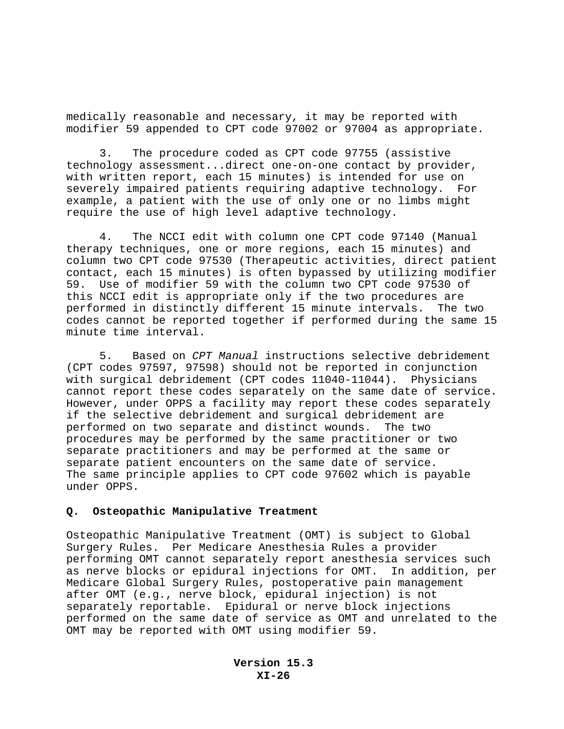medically reasonable and necessary, it may be reported with modifier 59 appended to CPT code 97002 or 97004 as appropriate.

3. The procedure coded as CPT code 97755 (assistive technology assessment...direct one-on-one contact by provider, with written report, each 15 minutes) is intended for use on severely impaired patients requiring adaptive technology. For example, a patient with the use of only one or no limbs might require the use of high level adaptive technology.

4. The NCCI edit with column one CPT code 97140 (Manual therapy techniques, one or more regions, each 15 minutes) and column two CPT code 97530 (Therapeutic activities, direct patient contact, each 15 minutes) is often bypassed by utilizing modifier 59. Use of modifier 59 with the column two CPT code 97530 of this NCCI edit is appropriate only if the two procedures are performed in distinctly different 15 minute intervals. The two codes cannot be reported together if performed during the same 15 minute time interval.

5. Based on *CPT Manual* instructions selective debridement (CPT codes 97597, 97598) should not be reported in conjunction with surgical debridement (CPT codes 11040-11044). Physicians cannot report these codes separately on the same date of service. However, under OPPS a facility may report these codes separately if the selective debridement and surgical debridement are performed on two separate and distinct wounds. The two procedures may be performed by the same practitioner or two separate practitioners and may be performed at the same or separate patient encounters on the same date of service. The same principle applies to CPT code 97602 which is payable under OPPS.

**Q. Osteopathic Manipulative Treatment**

Osteopathic Manipulative Treatment (OMT) is subject to Global Surgery Rules. Per Medicare Anesthesia Rules a provider performing OMT cannot separately report anesthesia services such as nerve blocks or epidural injections for OMT. In addition, per Medicare Global Surgery Rules, postoperative pain management after OMT (e.g., nerve block, epidural injection) is not separately reportable. Epidural or nerve block injections performed on the same date of service as OMT and unrelated to the OMT may be reported with OMT using modifier 59.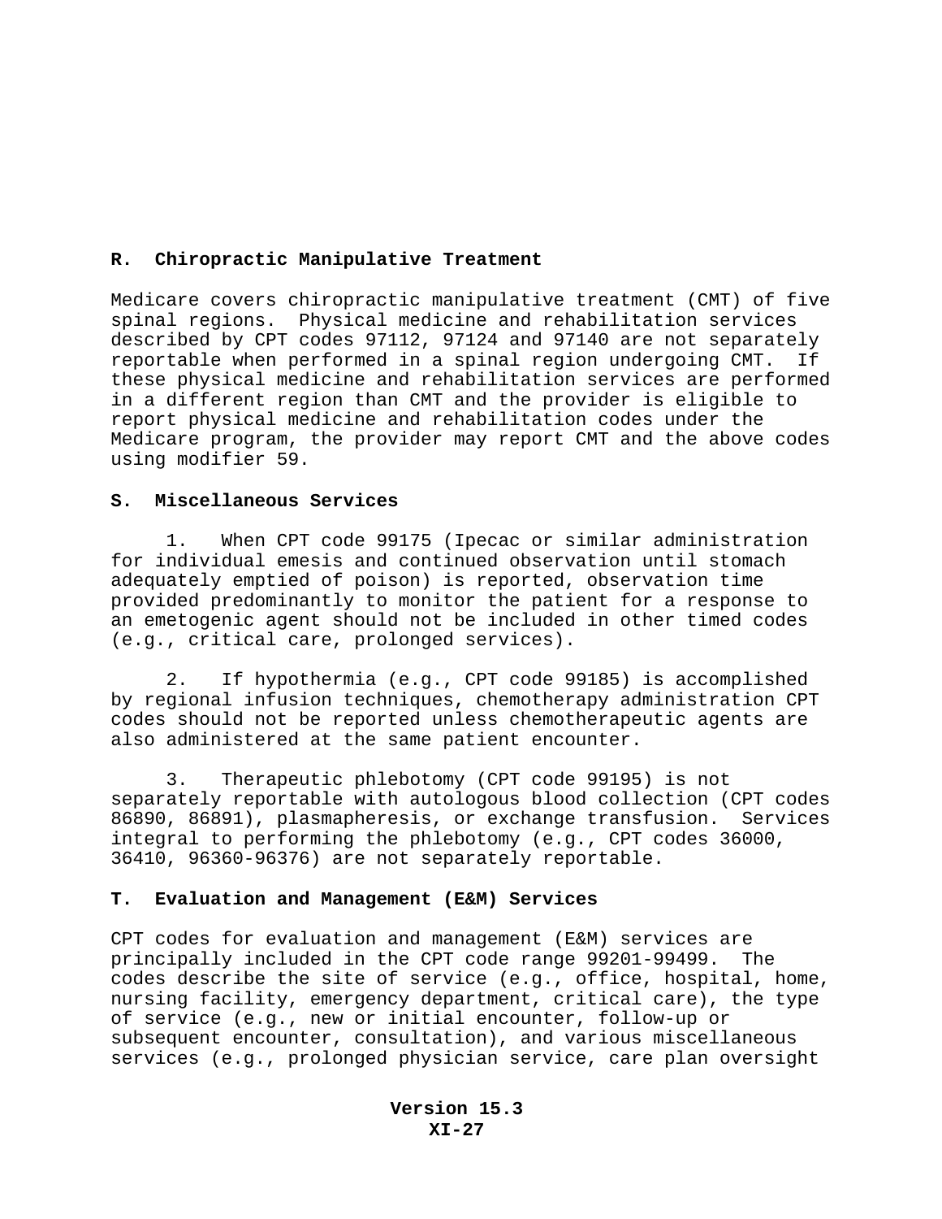## R. Chiropractic Manipulative Treatment

Medicare covers chiropractic manipulative treatment (CMT) of five spinal regions. Physical medicine and rehabilitation services described by CPT codes 97112, 97124 and 97140 are not separately reportable when performed in a spinal region undergoing CMT. If these physical medicine and rehabilitation services are performed in a different region than CMT and the provider is eligible to report physical medicine and rehabilitation codes under the Medicare program, the provider may report CMT and the above codes using modifier 59.

## S. Miscellaneous Services

1. When CPT code 99175 (Ipecac or similar administration for individual emesis and continued observation until stomach adequately emptied of poison) is reported, observation time provided predominantly to monitor the patient for a response to an emetogenic agent should not be included in other timed codes (e.g., critical care, prolonged services).

2. If hypothermia (e.g., CPT code 99185) is accomplished by regional infusion techniques, chemotherapy administration CPT codes should not be reported unless chemotherapeutic agents are also administered at the same patient encounter.

3. Therapeutic phlebotomy (CPT code 99195) is not separately reportable with autologous blood collection (CPT codes 86890, 86891), plasmapheresis, or exchange transfusion. Services integral to performing the phlebotomy (e.g., CPT codes 36000, 36410, 96360-96376) are not separately reportable.

## T. Evaluation and Management (E&M) Services

CPT codes for evaluation and management (E&M) services are principally included in the CPT code range 99201-99499. The codes describe the site of service (e.g., office, hospital, home, nursing facility, emergency department, critical care), the type of service (e.g., new or initial encounter, follow-up or subsequent encounter, consultation), and various miscellaneous services (e.g., prolonged physician service, care plan oversight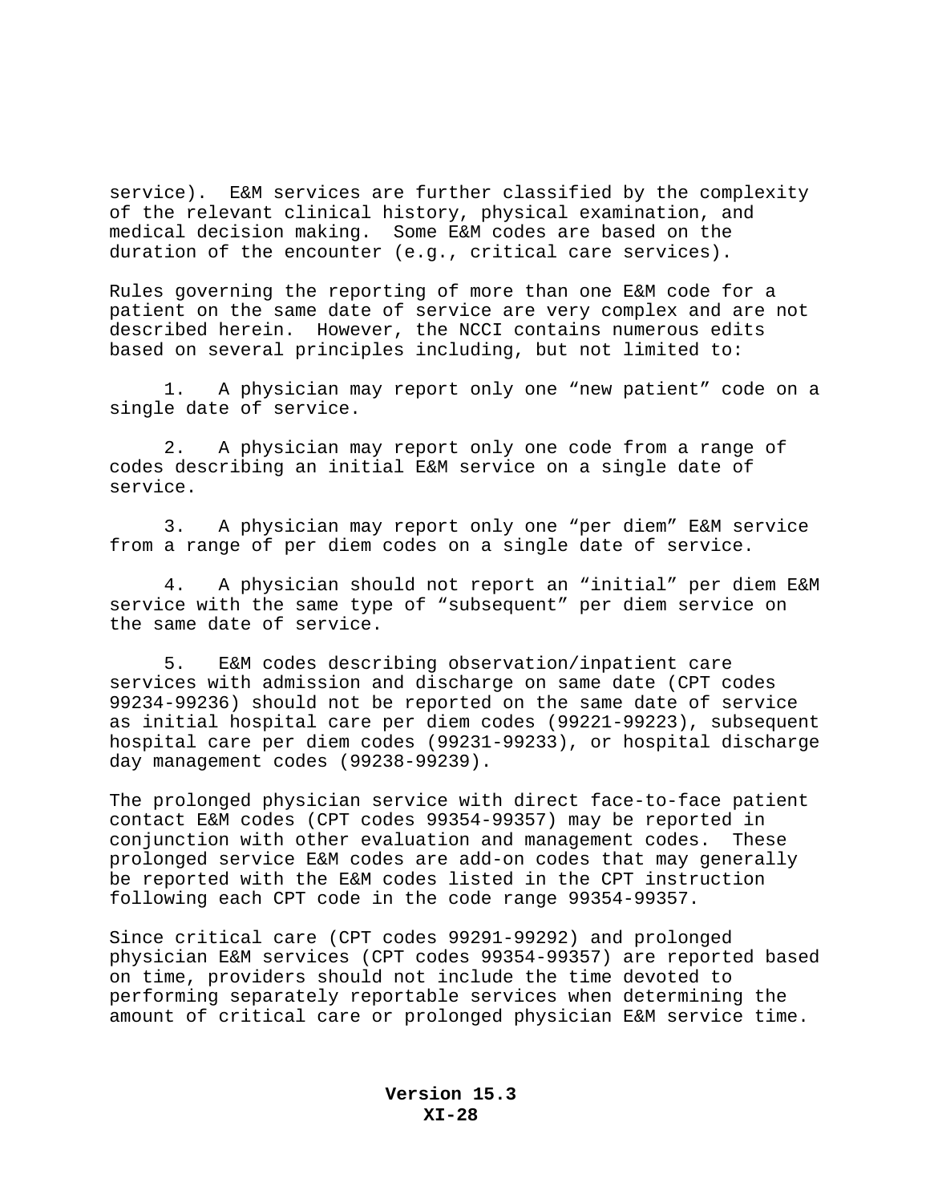service). E&M services are further classified by the complexity of the relevant clinical history, physical examination, and medical decision making. Some E&M codes are based on the duration of the encounter (e.g., critical care services).

Rules governing the reporting of more than one E&M code for a patient on the same date of service are very complex and are not described herein. However, the NCCI contains numerous edits based on several principles including, but not limited to:

1. A physician may report only one “new patient” code on a single date of service.

2. A physician may report only one code from a range of codes describing an initial E&M service on a single date of service.

3. A physician may report only one “per diem” E&M service from a range of per diem codes on a single date of service.

4. A physician should not report an “initial” per diem E&M service with the same type of “subsequent” per diem service on the same date of service.

5. E&M codes describing observation/inpatient care services with admission and discharge on same date (CPT codes 99234-99236) should not be reported on the same date of service as initial hospital care per diem codes (99221-99223), subsequent hospital care per diem codes (99231-99233), or hospital discharge day management codes (99238-99239).

The prolonged physician service with direct face-to-face patient contact E&M codes (CPT codes 99354-99357) may be reported in conjunction with other evaluation and management codes. These prolonged service E&M codes are add-on codes that may generally be reported with the E&M codes listed in the CPT instruction following each CPT code in the code range 99354-99357.

Since critical care (CPT codes 99291-99292) and prolonged physician E&M services (CPT codes 99354-99357) are reported based on time, providers should not include the time devoted to performing separately reportable services when determining the amount of critical care or prolonged physician E&M service time.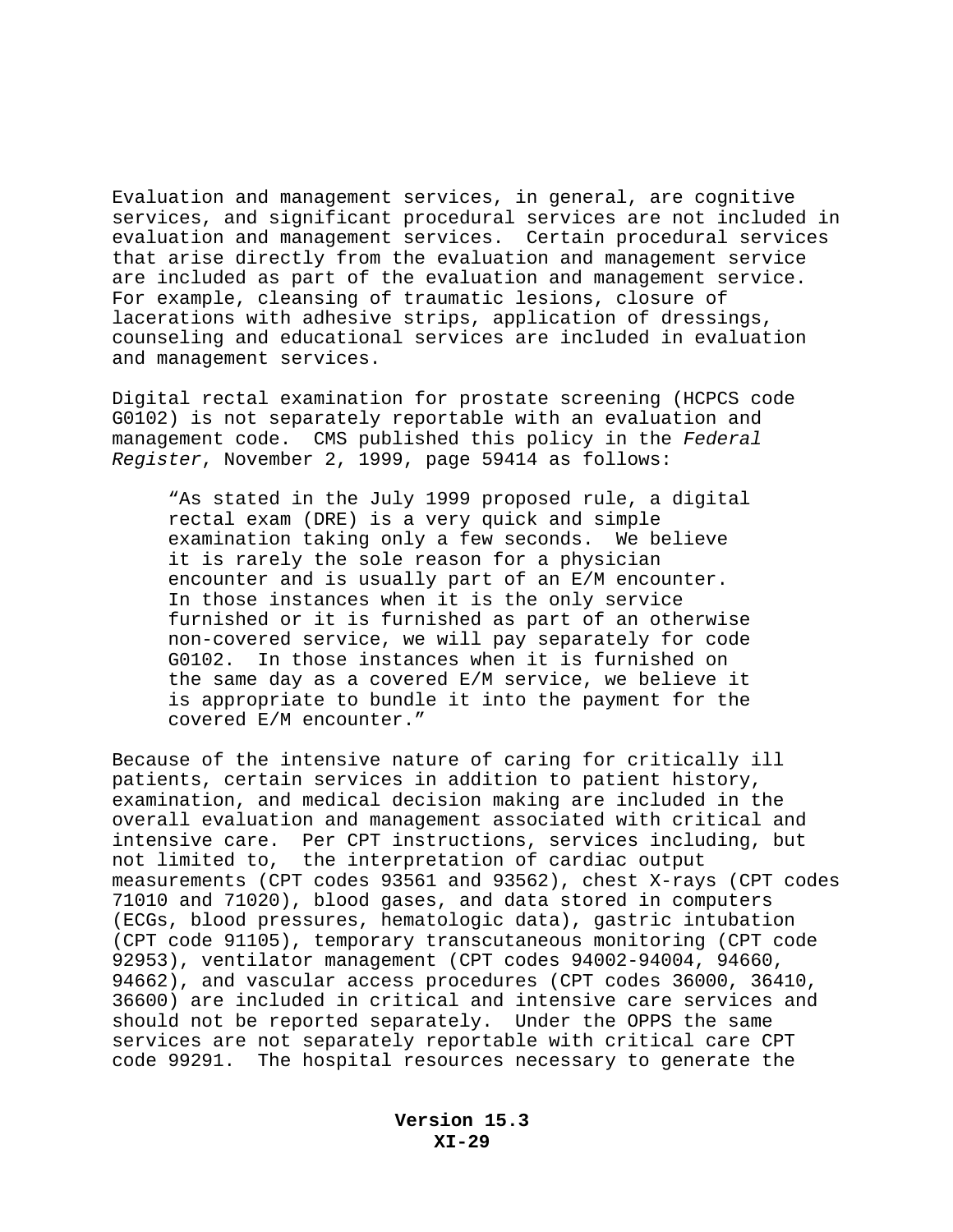Evaluation and management services, in general, are cognitive services, and significant procedural services are not included in evaluation and management services. Certain procedural services that arise directly from the evaluation and management service are included as part of the evaluation and management service. For example, cleansing of traumatic lesions, closure of lacerations with adhesive strips, application of dressings, counseling and educational services are included in evaluation and management services.

Digital rectal examination for prostate screening (HCPCS code G0102) is not separately reportable with an evaluation and management code. CMS published this policy in the *Federal Register*, November 2, 1999, page 59414 as follows:

> "As stated in the July 1999 proposed rule, a digital rectal exam (DRE) is a very quick and simple examination taking only a few seconds. We believe it is rarely the sole reason for a physician encounter and is usually part of an E/M encounter. In those instances when it is the only service furnished or it is furnished as part of an otherwise non-covered service, we will pay separately for code G0102. In those instances when it is furnished on the same day as a covered E/M service, we believe it is appropriate to bundle it into the payment for the covered E/M encounter."

Because of the intensive nature of caring for critically ill patients, certain services in addition to patient history, examination, and medical decision making are included in the overall evaluation and management associated with critical and intensive care. Per CPT instructions, services including, but not limited to, the interpretation of cardiac output measurements (CPT codes 93561 and 93562), chest X-rays (CPT codes 71010 and 71020), blood gases, and data stored in computers (ECGs, blood pressures, hematologic data), gastric intubation (CPT code 91105), temporary transcutaneous monitoring (CPT code 92953), ventilator management (CPT codes 94002-94004, 94660, 94662), and vascular access procedures (CPT codes 36000, 36410, 36600) are included in critical and intensive care services and should not be reported separately. Under the OPPS the same services are not separately reportable with critical care CPT code 99291. The hospital resources necessary to generate the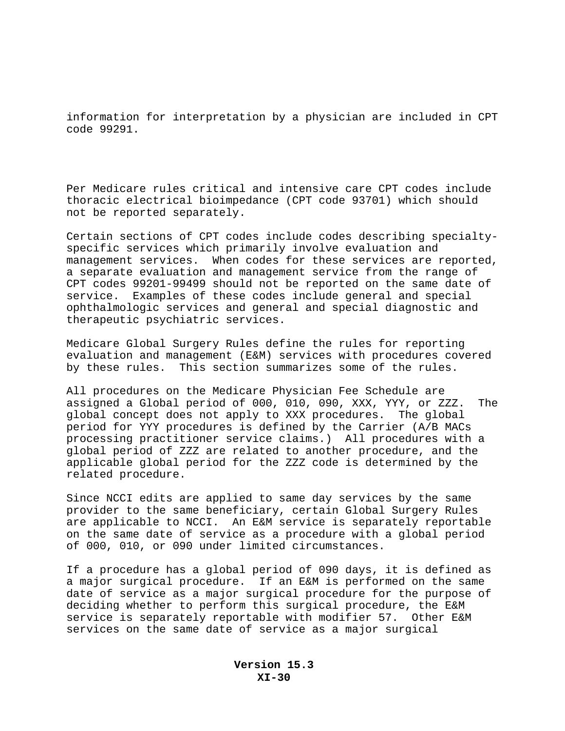information for interpretation by a physician are included in CPT code 99291.

Per Medicare rules critical and intensive care CPT codes include thoracic electrical bioimpedance (CPT code 93701) which should not be reported separately.

Certain sections of CPT codes include codes describing specialty-specific services which primarily involve evaluation and management services. When codes for these services are reported, a separate evaluation and management service from the range of CPT codes 99201-99499 should not be reported on the same date of service. Examples of these codes include general and special ophthalmologic services and general and special diagnostic and therapeutic psychiatric services.

Medicare Global Surgery Rules define the rules for reporting evaluation and management (E&M) services with procedures covered by these rules. This section summarizes some of the rules.

All procedures on the Medicare Physician Fee Schedule are assigned a Global period of 000, 010, 090, XXX, YYY, or ZZZ. The global concept does not apply to XXX procedures. The global period for YYY procedures is defined by the Carrier (A/B MACs processing practitioner service claims.) All procedures with a global period of ZZZ are related to another procedure, and the applicable global period for the ZZZ code is determined by the related procedure.

Since NCCI edits are applied to same day services by the same provider to the same beneficiary, certain Global Surgery Rules are applicable to NCCI. An E&M service is separately reportable on the same date of service as a procedure with a global period of 000, 010, or 090 under limited circumstances.

If a procedure has a global period of 090 days, it is defined as a major surgical procedure. If an E&M is performed on the same date of service as a major surgical procedure for the purpose of deciding whether to perform this surgical procedure, the E&M service is separately reportable with modifier 57. Other E&M services on the same date of service as a major surgical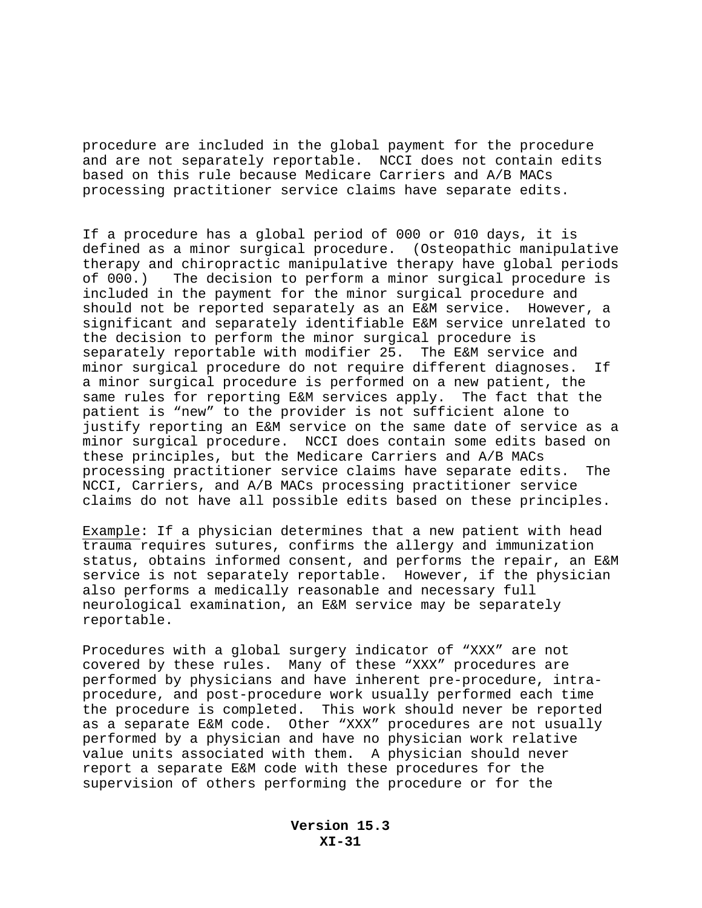procedure are included in the global payment for the procedure and are not separately reportable. NCCI does not contain edits based on this rule because Medicare Carriers and A/B MACs processing practitioner service claims have separate edits.

If a procedure has a global period of 000 or 010 days, it is defined as a minor surgical procedure. (Osteopathic manipulative therapy and chiropractic manipulative therapy have global periods of 000.) The decision to perform a minor surgical procedure is included in the payment for the minor surgical procedure and should not be reported separately as an E&M service. However, a significant and separately identifiable E&M service unrelated to the decision to perform the minor surgical procedure is separately reportable with modifier 25. The E&M service and minor surgical procedure do not require different diagnoses. If a minor surgical procedure is performed on a new patient, the same rules for reporting E&M services apply. The fact that the patient is "new" to the provider is not sufficient alone to justify reporting an E&M service on the same date of service as a minor surgical procedure. NCCI does contain some edits based on these principles, but the Medicare Carriers and A/B MACs processing practitioner service claims have separate edits. The NCCI, Carriers, and A/B MACs processing practitioner service claims do not have all possible edits based on these principles.

<u>Example</u>: If a physician determines that a new patient with head trauma requires sutures, confirms the allergy and immunization status, obtains informed consent, and performs the repair, an E&M service is not separately reportable. However, if the physician also performs a medically reasonable and necessary full neurological examination, an E&M service may be separately reportable.

Procedures with a global surgery indicator of "XXX" are not covered by these rules. Many of these "XXX" procedures are performed by physicians and have inherent pre-procedure, intra-procedure, and post-procedure work usually performed each time the procedure is completed. This work should never be reported as a separate E&M code. Other "XXX" procedures are not usually performed by a physician and have no physician work relative value units associated with them. A physician should never report a separate E&M code with these procedures for the supervision of others performing the procedure or for the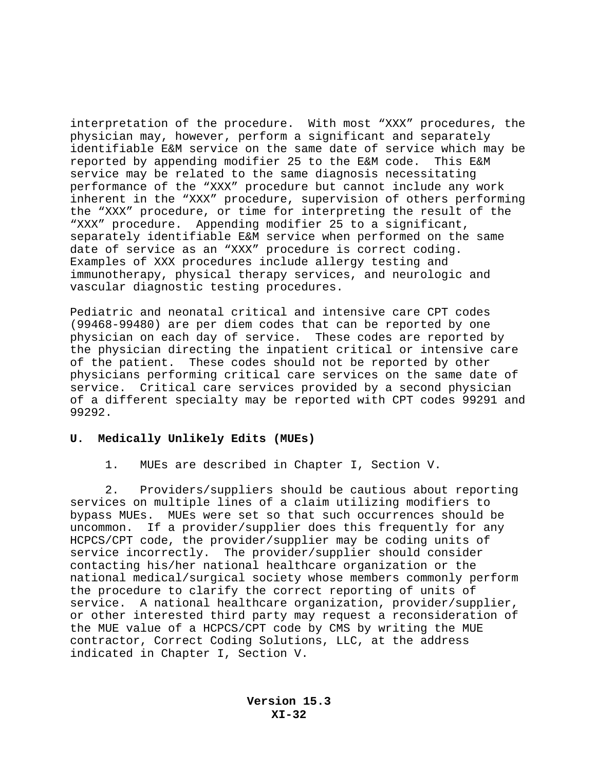interpretation of the procedure. With most “XXX” procedures, the physician may, however, perform a significant and separately identifiable E&M service on the same date of service which may be reported by appending modifier 25 to the E&M code. This E&M service may be related to the same diagnosis necessitating performance of the “XXX” procedure but cannot include any work inherent in the “XXX” procedure, supervision of others performing the “XXX” procedure, or time for interpreting the result of the “XXX” procedure. Appending modifier 25 to a significant, separately identifiable E&M service when performed on the same date of service as an “XXX” procedure is correct coding. Examples of XXX procedures include allergy testing and immunotherapy, physical therapy services, and neurologic and vascular diagnostic testing procedures.

Pediatric and neonatal critical and intensive care CPT codes (99468-99480) are per diem codes that can be reported by one physician on each day of service. These codes are reported by the physician directing the inpatient critical or intensive care of the patient. These codes should not be reported by other physicians performing critical care services on the same date of service. Critical care services provided by a second physician of a different specialty may be reported with CPT codes 99291 and 99292.

## U. Medically Unlikely Edits (MUEs)

1. MUEs are described in Chapter I, Section V.

2. Providers/suppliers should be cautious about reporting services on multiple lines of a claim utilizing modifiers to bypass MUEs. MUEs were set so that such occurrences should be uncommon. If a provider/supplier does this frequently for any HCPCS/CPT code, the provider/supplier may be coding units of service incorrectly. The provider/supplier should consider contacting his/her national healthcare organization or the national medical/surgical society whose members commonly perform the procedure to clarify the correct reporting of units of service. A national healthcare organization, provider/supplier, or other interested third party may request a reconsideration of the MUE value of a HCPCS/CPT code by CMS by writing the MUE contractor, Correct Coding Solutions, LLC, at the address indicated in Chapter I, Section V.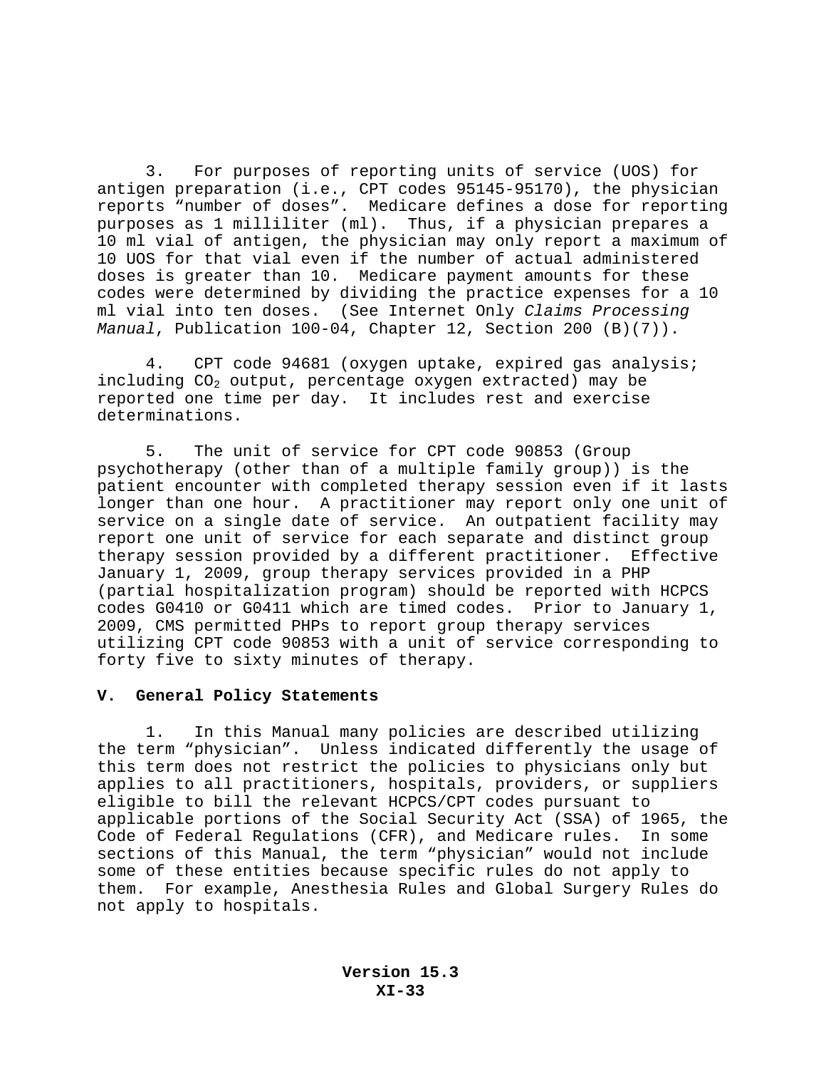3. For purposes of reporting units of service (UOS) for antigen preparation (i.e., CPT codes 95145-95170), the physician reports “number of doses”. Medicare defines a dose for reporting purposes as 1 milliliter (ml). Thus, if a physician prepares a 10 ml vial of antigen, the physician may only report a maximum of 10 UOS for that vial even if the number of actual administered doses is greater than 10. Medicare payment amounts for these codes were determined by dividing the practice expenses for a 10 ml vial into ten doses. (See Internet Only *Claims Processing Manual*, Publication 100-04, Chapter 12, Section 200 (B)(7)).

4. CPT code 94681 (oxygen uptake, expired gas analysis; including $CO_2$ output, percentage oxygen extracted) may be reported one time per day. It includes rest and exercise determinations.

5. The unit of service for CPT code 90853 (Group psychotherapy (other than of a multiple family group)) is the patient encounter with completed therapy session even if it lasts longer than one hour. A practitioner may report only one unit of service on a single date of service. An outpatient facility may report one unit of service for each separate and distinct group therapy session provided by a different practitioner. Effective January 1, 2009, group therapy services provided in a PHP (partial hospitalization program) should be reported with HCPCS codes G0410 or G0411 which are timed codes. Prior to January 1, 2009, CMS permitted PHPs to report group therapy services utilizing CPT code 90853 with a unit of service corresponding to forty five to sixty minutes of therapy.

## V. General Policy Statements

1. In this Manual many policies are described utilizing the term “physician”. Unless indicated differently the usage of this term does not restrict the policies to physicians only but applies to all practitioners, hospitals, providers, or suppliers eligible to bill the relevant HCPCS/CPT codes pursuant to applicable portions of the Social Security Act (SSA) of 1965, the Code of Federal Regulations (CFR), and Medicare rules. In some sections of this Manual, the term “physician” would not include some of these entities because specific rules do not apply to them. For example, Anesthesia Rules and Global Surgery Rules do not apply to hospitals.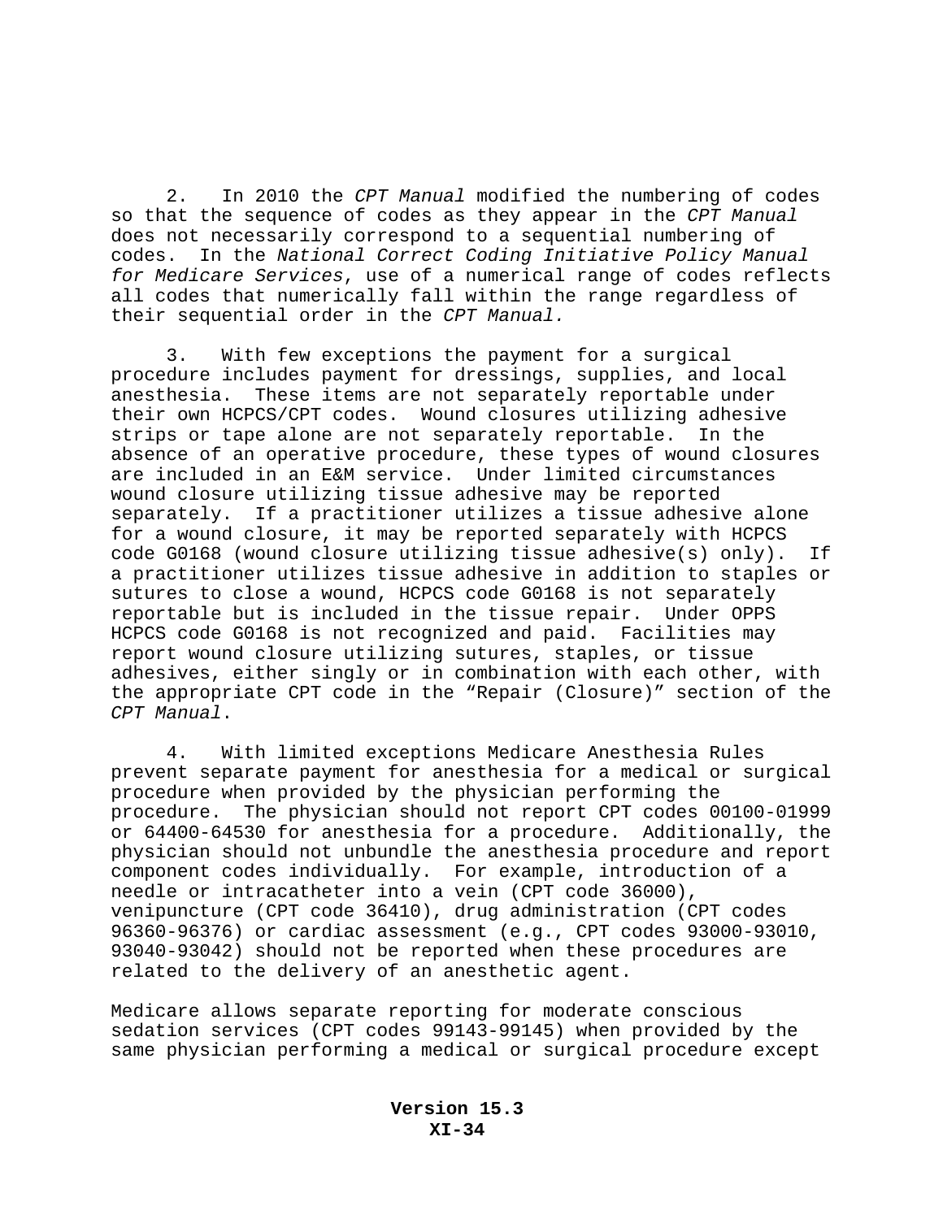2. In 2010 the *CPT Manual* modified the numbering of codes so that the sequence of codes as they appear in the *CPT Manual* does not necessarily correspond to a sequential numbering of codes. In the *National Correct Coding Initiative Policy Manual for Medicare Services*, use of a numerical range of codes reflects all codes that numerically fall within the range regardless of their sequential order in the *CPT Manual.*

3. With few exceptions the payment for a surgical procedure includes payment for dressings, supplies, and local anesthesia. These items are not separately reportable under their own HCPCS/CPT codes. Wound closures utilizing adhesive strips or tape alone are not separately reportable. In the absence of an operative procedure, these types of wound closures are included in an E&M service. Under limited circumstances wound closure utilizing tissue adhesive may be reported separately. If a practitioner utilizes a tissue adhesive alone for a wound closure, it may be reported separately with HCPCS code G0168 (wound closure utilizing tissue adhesive(s) only). If a practitioner utilizes tissue adhesive in addition to staples or sutures to close a wound, HCPCS code G0168 is not separately reportable but is included in the tissue repair. Under OPPS HCPCS code G0168 is not recognized and paid. Facilities may report wound closure utilizing sutures, staples, or tissue adhesives, either singly or in combination with each other, with the appropriate CPT code in the “Repair (Closure)” section of the *CPT Manual*.

4. With limited exceptions Medicare Anesthesia Rules prevent separate payment for anesthesia for a medical or surgical procedure when provided by the physician performing the procedure. The physician should not report CPT codes 00100-01999 or 64400-64530 for anesthesia for a procedure. Additionally, the physician should not unbundle the anesthesia procedure and report component codes individually. For example, introduction of a needle or intracatheter into a vein (CPT code 36000), venipuncture (CPT code 36410), drug administration (CPT codes 96360-96376) or cardiac assessment (e.g., CPT codes 93000-93010, 93040-93042) should not be reported when these procedures are related to the delivery of an anesthetic agent.

Medicare allows separate reporting for moderate conscious sedation services (CPT codes 99143-99145) when provided by the same physician performing a medical or surgical procedure except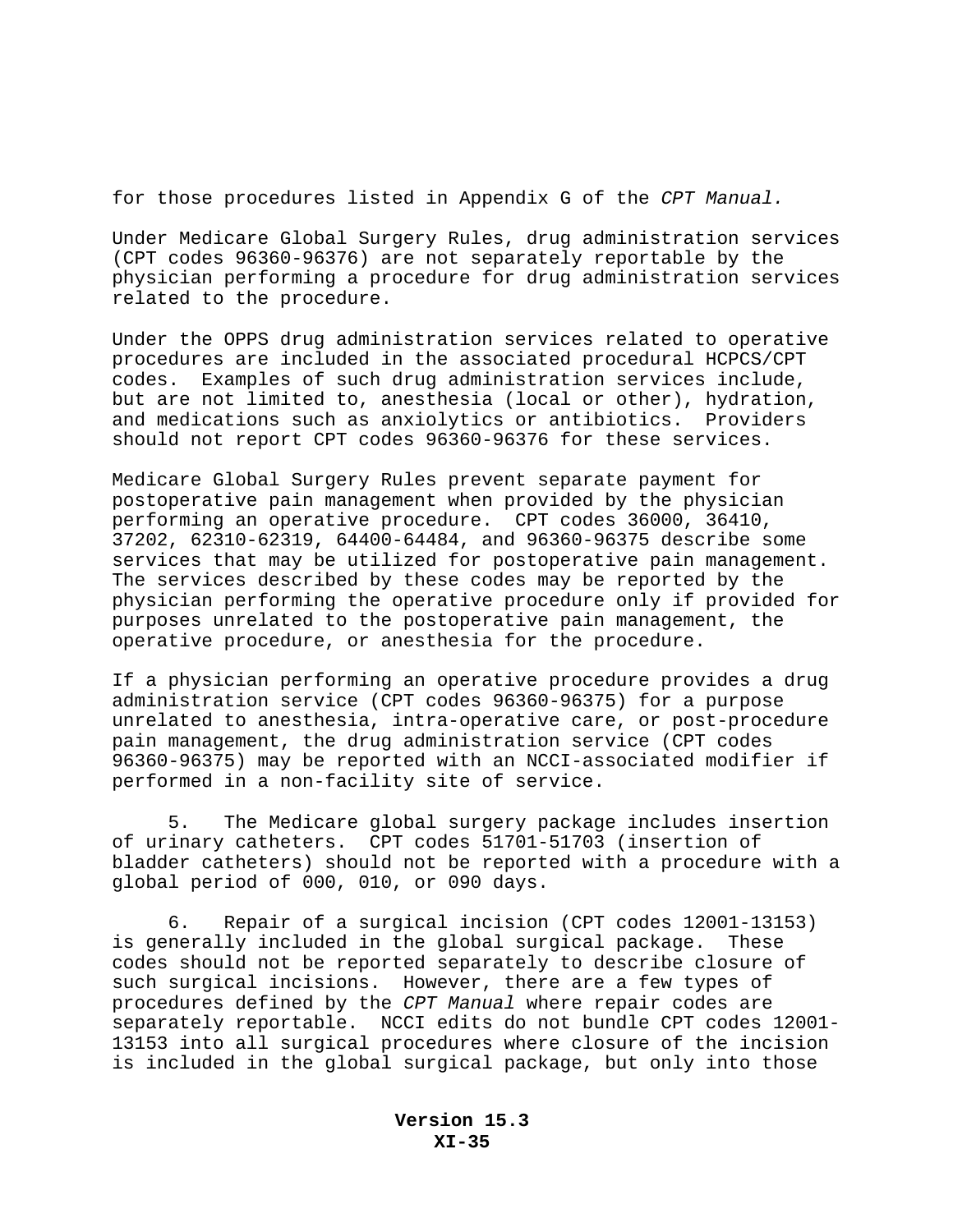for those procedures listed in Appendix G of the *CPT Manual.*

Under Medicare Global Surgery Rules, drug administration services (CPT codes 96360-96376) are not separately reportable by the physician performing a procedure for drug administration services related to the procedure.

Under the OPPS drug administration services related to operative procedures are included in the associated procedural HCPCS/CPT codes. Examples of such drug administration services include, but are not limited to, anesthesia (local or other), hydration, and medications such as anxiolytics or antibiotics. Providers should not report CPT codes 96360-96376 for these services.

Medicare Global Surgery Rules prevent separate payment for postoperative pain management when provided by the physician performing an operative procedure. CPT codes 36000, 36410, 37202, 62310-62319, 64400-64484, and 96360-96375 describe some services that may be utilized for postoperative pain management. The services described by these codes may be reported by the physician performing the operative procedure only if provided for purposes unrelated to the postoperative pain management, the operative procedure, or anesthesia for the procedure.

If a physician performing an operative procedure provides a drug administration service (CPT codes 96360-96375) for a purpose unrelated to anesthesia, intra-operative care, or post-procedure pain management, the drug administration service (CPT codes 96360-96375) may be reported with an NCCI-associated modifier if performed in a non-facility site of service.

5. The Medicare global surgery package includes insertion of urinary catheters. CPT codes 51701-51703 (insertion of bladder catheters) should not be reported with a procedure with a global period of 000, 010, or 090 days.

6. Repair of a surgical incision (CPT codes 12001-13153) is generally included in the global surgical package. These codes should not be reported separately to describe closure of such surgical incisions. However, there are a few types of procedures defined by the *CPT Manual* where repair codes are separately reportable. NCCI edits do not bundle CPT codes 12001-13153 into all surgical procedures where closure of the incision is included in the global surgical package, but only into those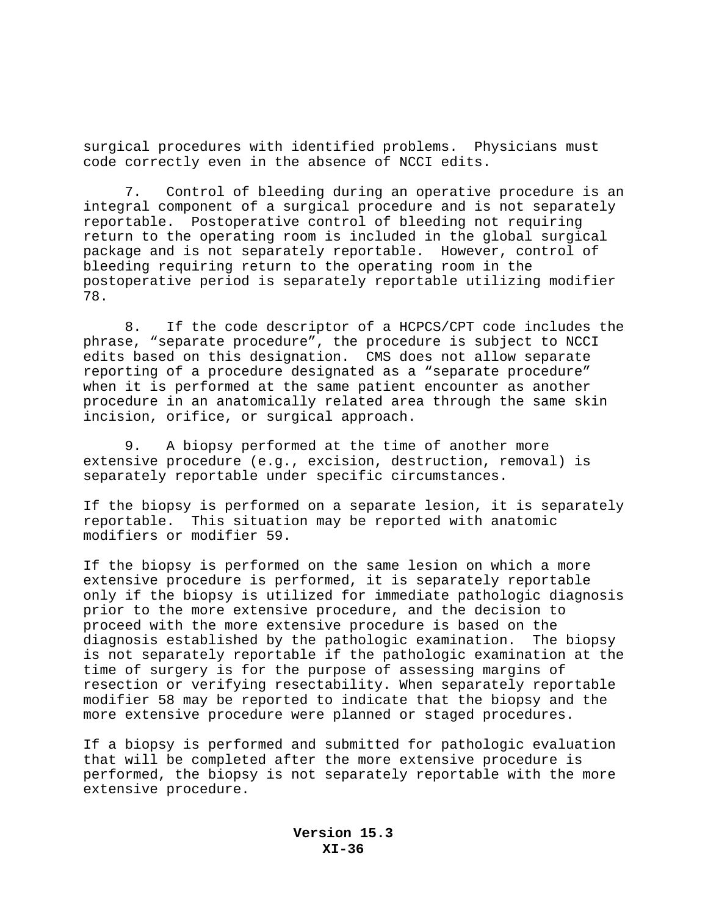surgical procedures with identified problems. Physicians must code correctly even in the absence of NCCI edits.

7. Control of bleeding during an operative procedure is an integral component of a surgical procedure and is not separately reportable. Postoperative control of bleeding not requiring return to the operating room is included in the global surgical package and is not separately reportable. However, control of bleeding requiring return to the operating room in the postoperative period is separately reportable utilizing modifier 78.

8. If the code descriptor of a HCPCS/CPT code includes the phrase, “separate procedure”, the procedure is subject to NCCI edits based on this designation. CMS does not allow separate reporting of a procedure designated as a “separate procedure” when it is performed at the same patient encounter as another procedure in an anatomically related area through the same skin incision, orifice, or surgical approach.

9. A biopsy performed at the time of another more extensive procedure (e.g., excision, destruction, removal) is separately reportable under specific circumstances.

If the biopsy is performed on a separate lesion, it is separately reportable. This situation may be reported with anatomic modifiers or modifier 59.

If the biopsy is performed on the same lesion on which a more extensive procedure is performed, it is separately reportable only if the biopsy is utilized for immediate pathologic diagnosis prior to the more extensive procedure, and the decision to proceed with the more extensive procedure is based on the diagnosis established by the pathologic examination. The biopsy is not separately reportable if the pathologic examination at the time of surgery is for the purpose of assessing margins of resection or verifying resectability. When separately reportable modifier 58 may be reported to indicate that the biopsy and the more extensive procedure were planned or staged procedures.

If a biopsy is performed and submitted for pathologic evaluation that will be completed after the more extensive procedure is performed, the biopsy is not separately reportable with the more extensive procedure.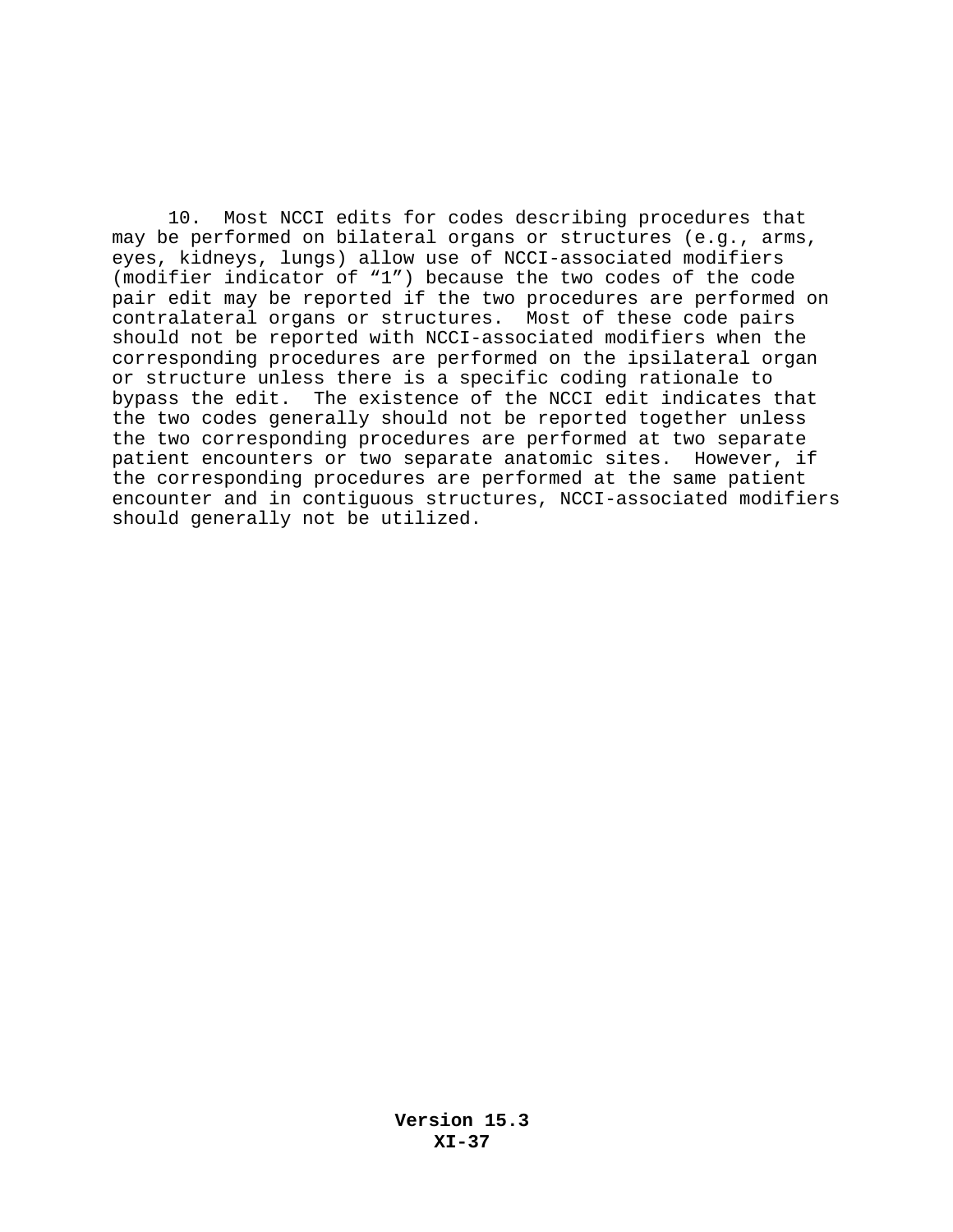10. Most NCCI edits for codes describing procedures that may be performed on bilateral organs or structures (e.g., arms, eyes, kidneys, lungs) allow use of NCCI-associated modifiers (modifier indicator of "1") because the two codes of the code pair edit may be reported if the two procedures are performed on contralateral organs or structures. Most of these code pairs should not be reported with NCCI-associated modifiers when the corresponding procedures are performed on the ipsilateral organ or structure unless there is a specific coding rationale to bypass the edit. The existence of the NCCI edit indicates that the two codes generally should not be reported together unless the two corresponding procedures are performed at two separate patient encounters or two separate anatomic sites. However, if the corresponding procedures are performed at the same patient encounter and in contiguous structures, NCCI-associated modifiers should generally not be utilized.